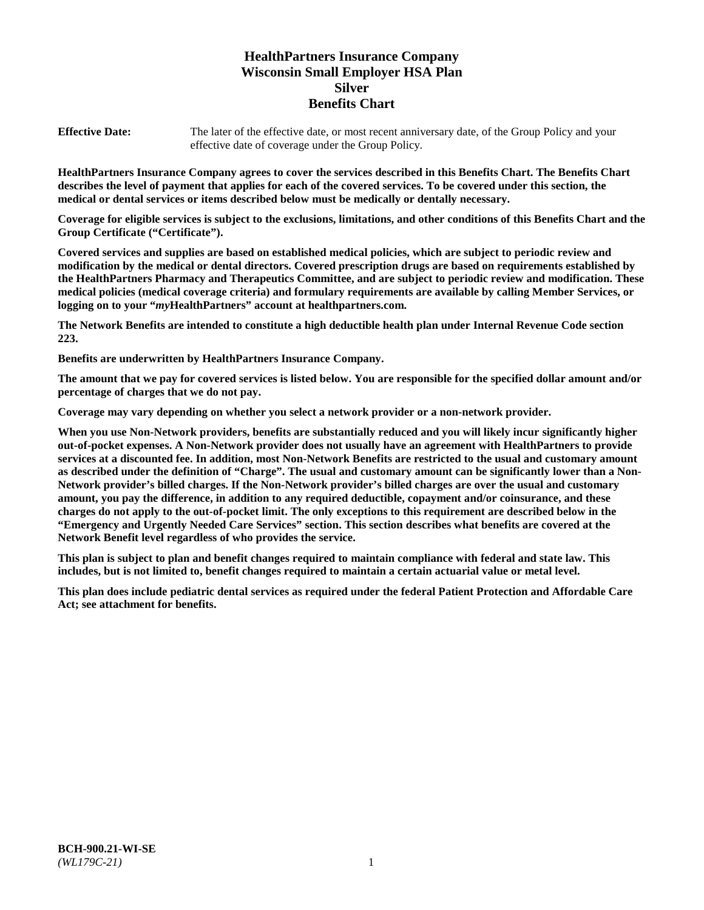# HealthPartners Insurance Company
# Wisconsin Small Employer HSA Plan
# Silver
# Benefits Chart

**Effective Date:** The later of the effective date, or most recent anniversary date, of the Group Policy and your effective date of coverage under the Group Policy.

**HealthPartners Insurance Company agrees to cover the services described in this Benefits Chart. The Benefits Chart describes the level of payment that applies for each of the covered services. To be covered under this section, the medical or dental services or items described below must be medically or dentally necessary.**

**Coverage for eligible services is subject to the exclusions, limitations, and other conditions of this Benefits Chart and the Group Certificate ("Certificate").**

**Covered services and supplies are based on established medical policies, which are subject to periodic review and modification by the medical or dental directors. Covered prescription drugs are based on requirements established by the HealthPartners Pharmacy and Therapeutics Committee, and are subject to periodic review and modification. These medical policies (medical coverage criteria) and formulary requirements are available by calling Member Services, or logging on to your "*my*HealthPartners" account at healthpartners.com.**

**The Network Benefits are intended to constitute a high deductible health plan under Internal Revenue Code section 223.**

**Benefits are underwritten by HealthPartners Insurance Company.**

**The amount that we pay for covered services is listed below. You are responsible for the specified dollar amount and/or percentage of charges that we do not pay.**

**Coverage may vary depending on whether you select a network provider or a non-network provider.**

**When you use Non-Network providers, benefits are substantially reduced and you will likely incur significantly higher out-of-pocket expenses. A Non-Network provider does not usually have an agreement with HealthPartners to provide services at a discounted fee. In addition, most Non-Network Benefits are restricted to the usual and customary amount as described under the definition of "Charge". The usual and customary amount can be significantly lower than a Non-Network provider's billed charges. If the Non-Network provider's billed charges are over the usual and customary amount, you pay the difference, in addition to any required deductible, copayment and/or coinsurance, and these charges do not apply to the out-of-pocket limit. The only exceptions to this requirement are described below in the "Emergency and Urgently Needed Care Services" section. This section describes what benefits are covered at the Network Benefit level regardless of who provides the service.**

**This plan is subject to plan and benefit changes required to maintain compliance with federal and state law. This includes, but is not limited to, benefit changes required to maintain a certain actuarial value or metal level.**

**This plan does include pediatric dental services as required under the federal Patient Protection and Affordable Care Act; see attachment for benefits.**

**BCH-900.21-WI-SE**
*(WL179C-21)*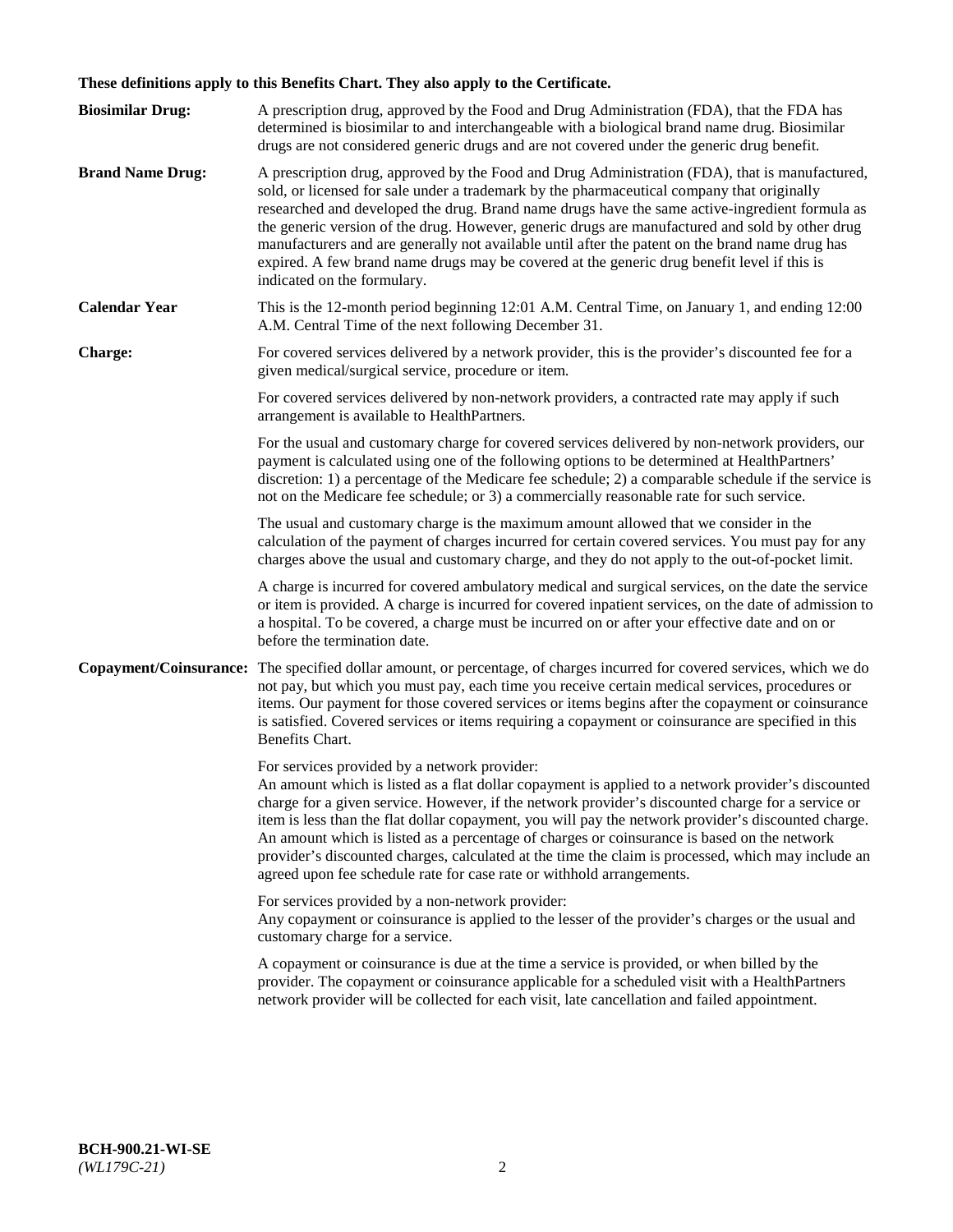**These definitions apply to this Benefits Chart. They also apply to the Certificate.**

**Biosimilar Drug:** A prescription drug, approved by the Food and Drug Administration (FDA), that the FDA has determined is biosimilar to and interchangeable with a biological brand name drug. Biosimilar drugs are not considered generic drugs and are not covered under the generic drug benefit.

**Brand Name Drug:** A prescription drug, approved by the Food and Drug Administration (FDA), that is manufactured, sold, or licensed for sale under a trademark by the pharmaceutical company that originally researched and developed the drug. Brand name drugs have the same active-ingredient formula as the generic version of the drug. However, generic drugs are manufactured and sold by other drug manufacturers and are generally not available until after the patent on the brand name drug has expired. A few brand name drugs may be covered at the generic drug benefit level if this is indicated on the formulary.

**Calendar Year** This is the 12-month period beginning 12:01 A.M. Central Time, on January 1, and ending 12:00 A.M. Central Time of the next following December 31.

**Charge:** For covered services delivered by a network provider, this is the provider's discounted fee for a given medical/surgical service, procedure or item.

For covered services delivered by non-network providers, a contracted rate may apply if such arrangement is available to HealthPartners.

For the usual and customary charge for covered services delivered by non-network providers, our payment is calculated using one of the following options to be determined at HealthPartners' discretion: 1) a percentage of the Medicare fee schedule; 2) a comparable schedule if the service is not on the Medicare fee schedule; or 3) a commercially reasonable rate for such service.

The usual and customary charge is the maximum amount allowed that we consider in the calculation of the payment of charges incurred for certain covered services. You must pay for any charges above the usual and customary charge, and they do not apply to the out-of-pocket limit.

A charge is incurred for covered ambulatory medical and surgical services, on the date the service or item is provided. A charge is incurred for covered inpatient services, on the date of admission to a hospital. To be covered, a charge must be incurred on or after your effective date and on or before the termination date.

**Copayment/Coinsurance:** The specified dollar amount, or percentage, of charges incurred for covered services, which we do not pay, but which you must pay, each time you receive certain medical services, procedures or items. Our payment for those covered services or items begins after the copayment or coinsurance is satisfied. Covered services or items requiring a copayment or coinsurance are specified in this Benefits Chart.

For services provided by a network provider:
An amount which is listed as a flat dollar copayment is applied to a network provider's discounted charge for a given service. However, if the network provider's discounted charge for a service or item is less than the flat dollar copayment, you will pay the network provider's discounted charge. An amount which is listed as a percentage of charges or coinsurance is based on the network provider's discounted charges, calculated at the time the claim is processed, which may include an agreed upon fee schedule rate for case rate or withhold arrangements.

For services provided by a non-network provider:
Any copayment or coinsurance is applied to the lesser of the provider's charges or the usual and customary charge for a service.

A copayment or coinsurance is due at the time a service is provided, or when billed by the provider. The copayment or coinsurance applicable for a scheduled visit with a HealthPartners network provider will be collected for each visit, late cancellation and failed appointment.

**BCH-900.21-WI-SE**
*(WL179C-21)*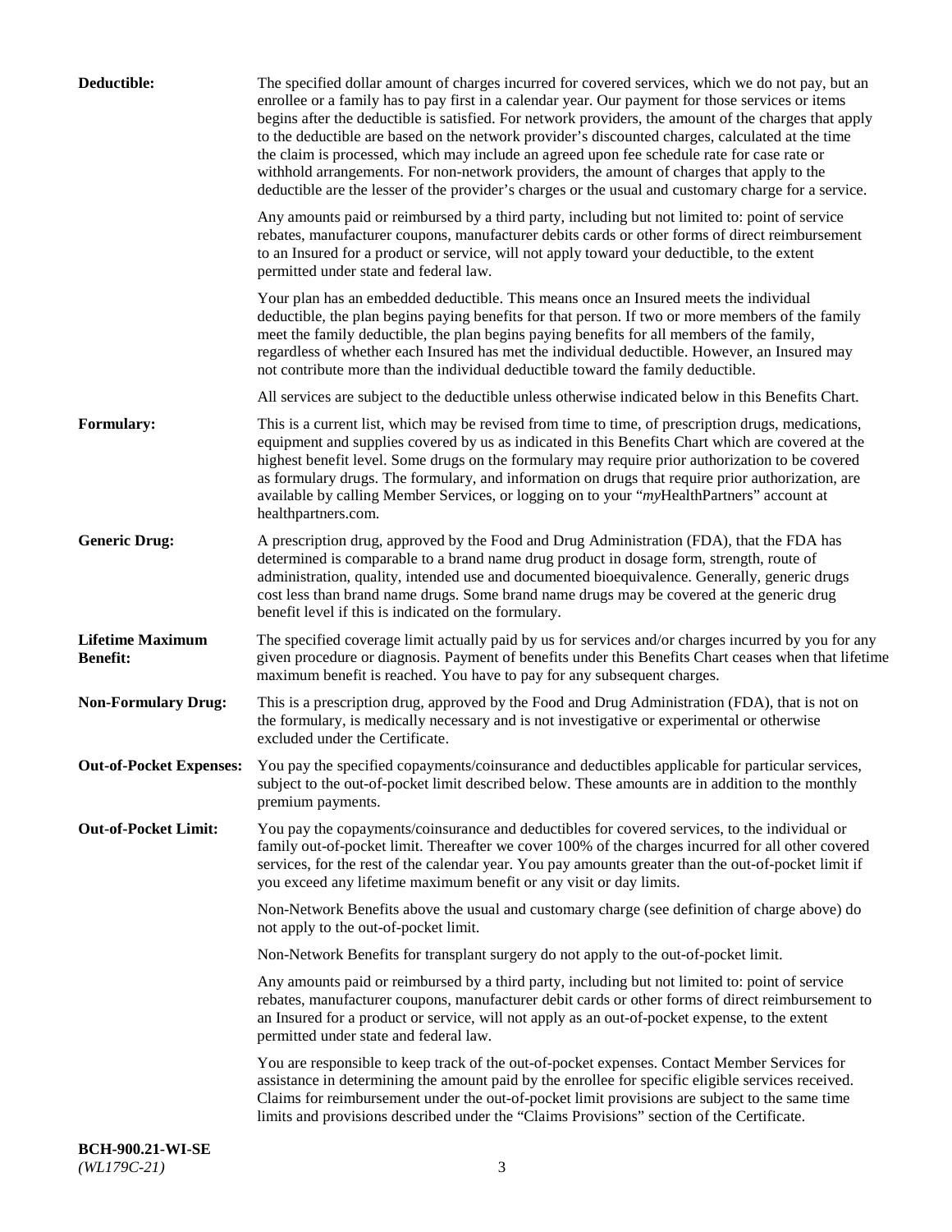**Deductible:** The specified dollar amount of charges incurred for covered services, which we do not pay, but an enrollee or a family has to pay first in a calendar year. Our payment for those services or items begins after the deductible is satisfied. For network providers, the amount of the charges that apply to the deductible are based on the network provider's discounted charges, calculated at the time the claim is processed, which may include an agreed upon fee schedule rate for case rate or withhold arrangements. For non-network providers, the amount of charges that apply to the deductible are the lesser of the provider's charges or the usual and customary charge for a service.

Any amounts paid or reimbursed by a third party, including but not limited to: point of service rebates, manufacturer coupons, manufacturer debits cards or other forms of direct reimbursement to an Insured for a product or service, will not apply toward your deductible, to the extent permitted under state and federal law.

Your plan has an embedded deductible. This means once an Insured meets the individual deductible, the plan begins paying benefits for that person. If two or more members of the family meet the family deductible, the plan begins paying benefits for all members of the family, regardless of whether each Insured has met the individual deductible. However, an Insured may not contribute more than the individual deductible toward the family deductible.

All services are subject to the deductible unless otherwise indicated below in this Benefits Chart.

**Formulary:** This is a current list, which may be revised from time to time, of prescription drugs, medications, equipment and supplies covered by us as indicated in this Benefits Chart which are covered at the highest benefit level. Some drugs on the formulary may require prior authorization to be covered as formulary drugs. The formulary, and information on drugs that require prior authorization, are available by calling Member Services, or logging on to your "*my*HealthPartners" account at healthpartners.com.

**Generic Drug:** A prescription drug, approved by the Food and Drug Administration (FDA), that the FDA has determined is comparable to a brand name drug product in dosage form, strength, route of administration, quality, intended use and documented bioequivalence. Generally, generic drugs cost less than brand name drugs. Some brand name drugs may be covered at the generic drug benefit level if this is indicated on the formulary.

**Lifetime Maximum Benefit:** The specified coverage limit actually paid by us for services and/or charges incurred by you for any given procedure or diagnosis. Payment of benefits under this Benefits Chart ceases when that lifetime maximum benefit is reached. You have to pay for any subsequent charges.

**Non-Formulary Drug:** This is a prescription drug, approved by the Food and Drug Administration (FDA), that is not on the formulary, is medically necessary and is not investigative or experimental or otherwise excluded under the Certificate.

**Out-of-Pocket Expenses:** You pay the specified copayments/coinsurance and deductibles applicable for particular services, subject to the out-of-pocket limit described below. These amounts are in addition to the monthly premium payments.

**Out-of-Pocket Limit:** You pay the copayments/coinsurance and deductibles for covered services, to the individual or family out-of-pocket limit. Thereafter we cover 100% of the charges incurred for all other covered services, for the rest of the calendar year. You pay amounts greater than the out-of-pocket limit if you exceed any lifetime maximum benefit or any visit or day limits.

Non-Network Benefits above the usual and customary charge (see definition of charge above) do not apply to the out-of-pocket limit.

Non-Network Benefits for transplant surgery do not apply to the out-of-pocket limit.

Any amounts paid or reimbursed by a third party, including but not limited to: point of service rebates, manufacturer coupons, manufacturer debit cards or other forms of direct reimbursement to an Insured for a product or service, will not apply as an out-of-pocket expense, to the extent permitted under state and federal law.

You are responsible to keep track of the out-of-pocket expenses. Contact Member Services for assistance in determining the amount paid by the enrollee for specific eligible services received. Claims for reimbursement under the out-of-pocket limit provisions are subject to the same time limits and provisions described under the "Claims Provisions" section of the Certificate.

**BCH-900.21-WI-SE**
*(WL179C-21)*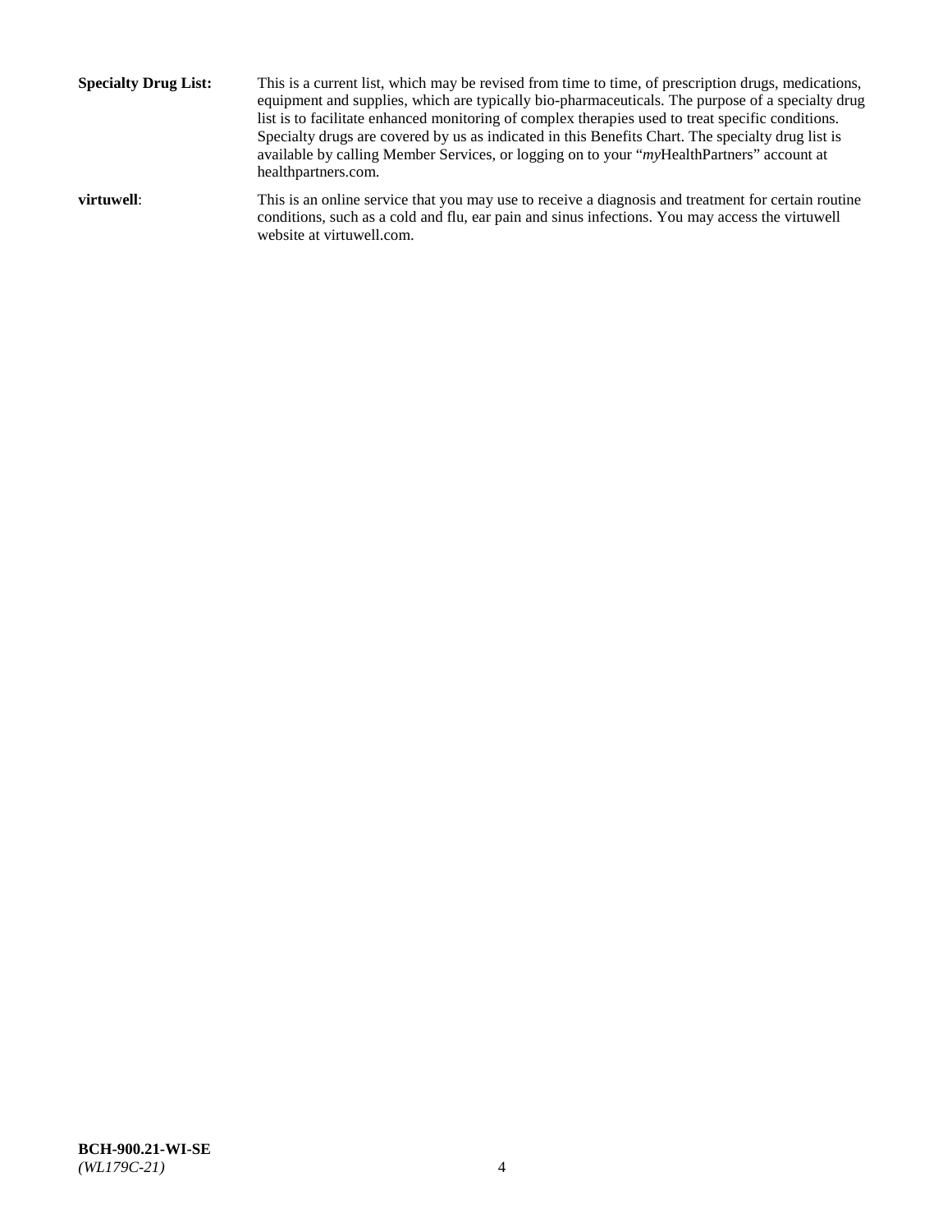**Specialty Drug List:** This is a current list, which may be revised from time to time, of prescription drugs, medications, equipment and supplies, which are typically bio-pharmaceuticals. The purpose of a specialty drug list is to facilitate enhanced monitoring of complex therapies used to treat specific conditions. Specialty drugs are covered by us as indicated in this Benefits Chart. The specialty drug list is available by calling Member Services, or logging on to your "*my*HealthPartners" account at healthpartners.com.

**virtuwell**: This is an online service that you may use to receive a diagnosis and treatment for certain routine conditions, such as a cold and flu, ear pain and sinus infections. You may access the virtuwell website at virtuwell.com.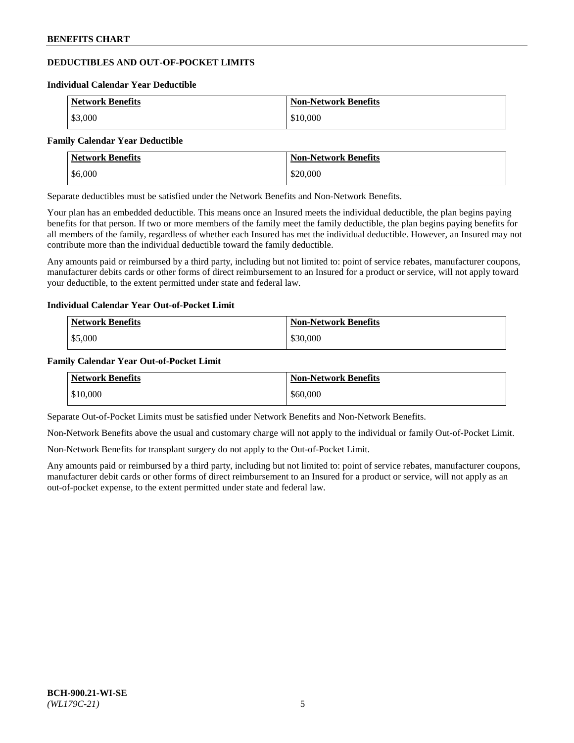## DEDUCTIBLES AND OUT-OF-POCKET LIMITS

### Individual Calendar Year Deductible

| Network Benefits | Non-Network Benefits |
|---|---|
| $3,000 | $10,000 |

### Family Calendar Year Deductible

| Network Benefits | Non-Network Benefits |
|---|---|
| $6,000 | $20,000 |

Separate deductibles must be satisfied under the Network Benefits and Non-Network Benefits.

Your plan has an embedded deductible. This means once an Insured meets the individual deductible, the plan begins paying benefits for that person. If two or more members of the family meet the family deductible, the plan begins paying benefits for all members of the family, regardless of whether each Insured has met the individual deductible. However, an Insured may not contribute more than the individual deductible toward the family deductible.

Any amounts paid or reimbursed by a third party, including but not limited to: point of service rebates, manufacturer coupons, manufacturer debits cards or other forms of direct reimbursement to an Insured for a product or service, will not apply toward your deductible, to the extent permitted under state and federal law.

### Individual Calendar Year Out-of-Pocket Limit

| Network Benefits | Non-Network Benefits |
|---|---|
| $5,000 | $30,000 |

### Family Calendar Year Out-of-Pocket Limit

| Network Benefits | Non-Network Benefits |
|---|---|
| $10,000 | $60,000 |

Separate Out-of-Pocket Limits must be satisfied under Network Benefits and Non-Network Benefits.

Non-Network Benefits above the usual and customary charge will not apply to the individual or family Out-of-Pocket Limit.

Non-Network Benefits for transplant surgery do not apply to the Out-of-Pocket Limit.

Any amounts paid or reimbursed by a third party, including but not limited to: point of service rebates, manufacturer coupons, manufacturer debit cards or other forms of direct reimbursement to an Insured for a product or service, will not apply as an out-of-pocket expense, to the extent permitted under state and federal law.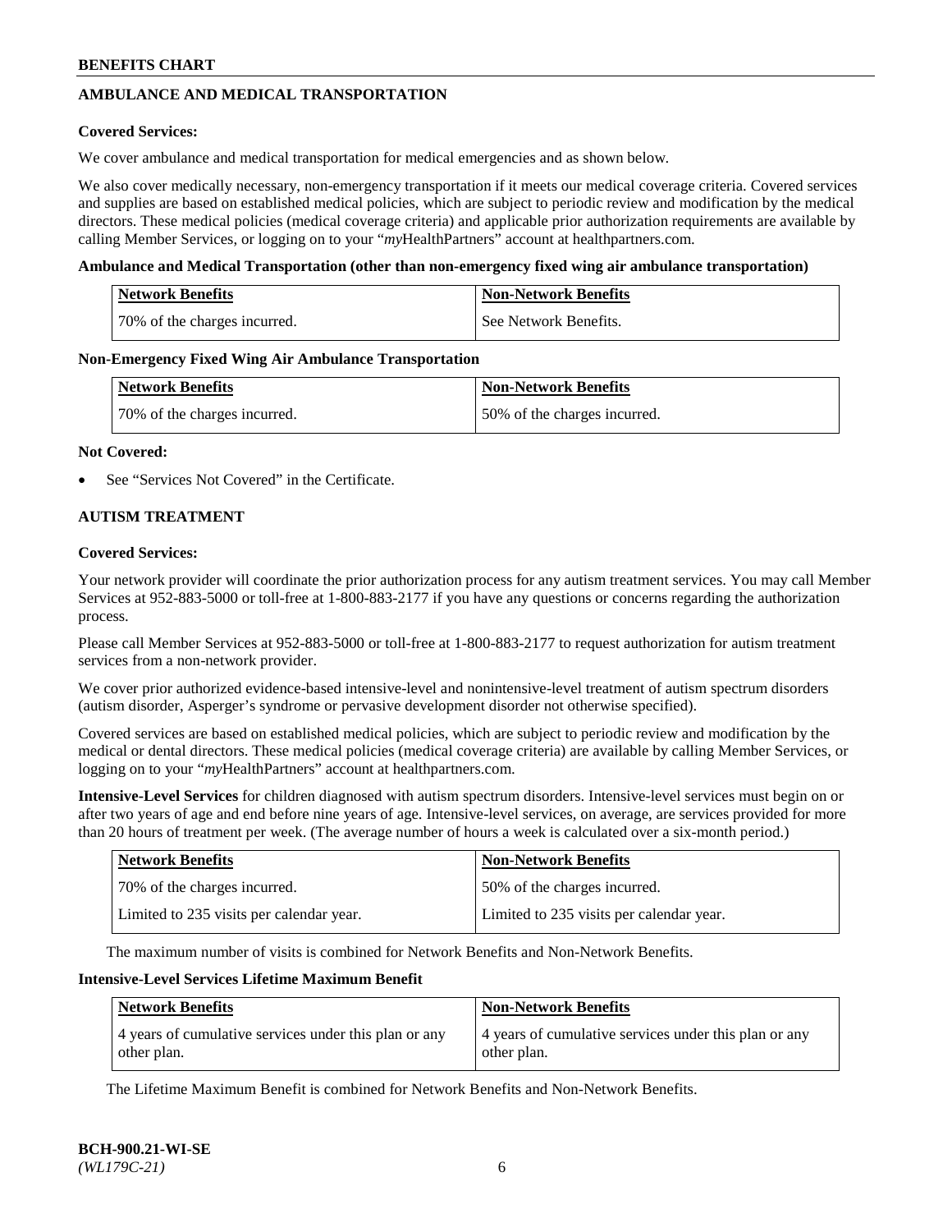## AMBULANCE AND MEDICAL TRANSPORTATION

**Covered Services:**

We cover ambulance and medical transportation for medical emergencies and as shown below.

We also cover medically necessary, non-emergency transportation if it meets our medical coverage criteria. Covered services and supplies are based on established medical policies, which are subject to periodic review and modification by the medical directors. These medical policies (medical coverage criteria) and applicable prior authorization requirements are available by calling Member Services, or logging on to your "*my*HealthPartners" account at healthpartners.com.

**Ambulance and Medical Transportation (other than non-emergency fixed wing air ambulance transportation)**

| Network Benefits | Non-Network Benefits |
|---|---|
| 70% of the charges incurred. | See Network Benefits. |

**Non-Emergency Fixed Wing Air Ambulance Transportation**

| Network Benefits | Non-Network Benefits |
|---|---|
| 70% of the charges incurred. | 50% of the charges incurred. |

**Not Covered:**

- See "Services Not Covered" in the Certificate.

## AUTISM TREATMENT

**Covered Services:**

Your network provider will coordinate the prior authorization process for any autism treatment services. You may call Member Services at 952-883-5000 or toll-free at 1-800-883-2177 if you have any questions or concerns regarding the authorization process.

Please call Member Services at 952-883-5000 or toll-free at 1-800-883-2177 to request authorization for autism treatment services from a non-network provider.

We cover prior authorized evidence-based intensive-level and nonintensive-level treatment of autism spectrum disorders (autism disorder, Asperger's syndrome or pervasive development disorder not otherwise specified).

Covered services are based on established medical policies, which are subject to periodic review and modification by the medical or dental directors. These medical policies (medical coverage criteria) are available by calling Member Services, or logging on to your "*my*HealthPartners" account at healthpartners.com.

**Intensive-Level Services** for children diagnosed with autism spectrum disorders. Intensive-level services must begin on or after two years of age and end before nine years of age. Intensive-level services, on average, are services provided for more than 20 hours of treatment per week. (The average number of hours a week is calculated over a six-month period.)

| Network Benefits | Non-Network Benefits |
|---|---|
| 70% of the charges incurred. | 50% of the charges incurred. |
| Limited to 235 visits per calendar year. | Limited to 235 visits per calendar year. |

The maximum number of visits is combined for Network Benefits and Non-Network Benefits.

**Intensive-Level Services Lifetime Maximum Benefit**

| Network Benefits | Non-Network Benefits |
|---|---|
| 4 years of cumulative services under this plan or any other plan. | 4 years of cumulative services under this plan or any other plan. |

The Lifetime Maximum Benefit is combined for Network Benefits and Non-Network Benefits.

**BCH-900.21-WI-SE**
*(WL179C-21)*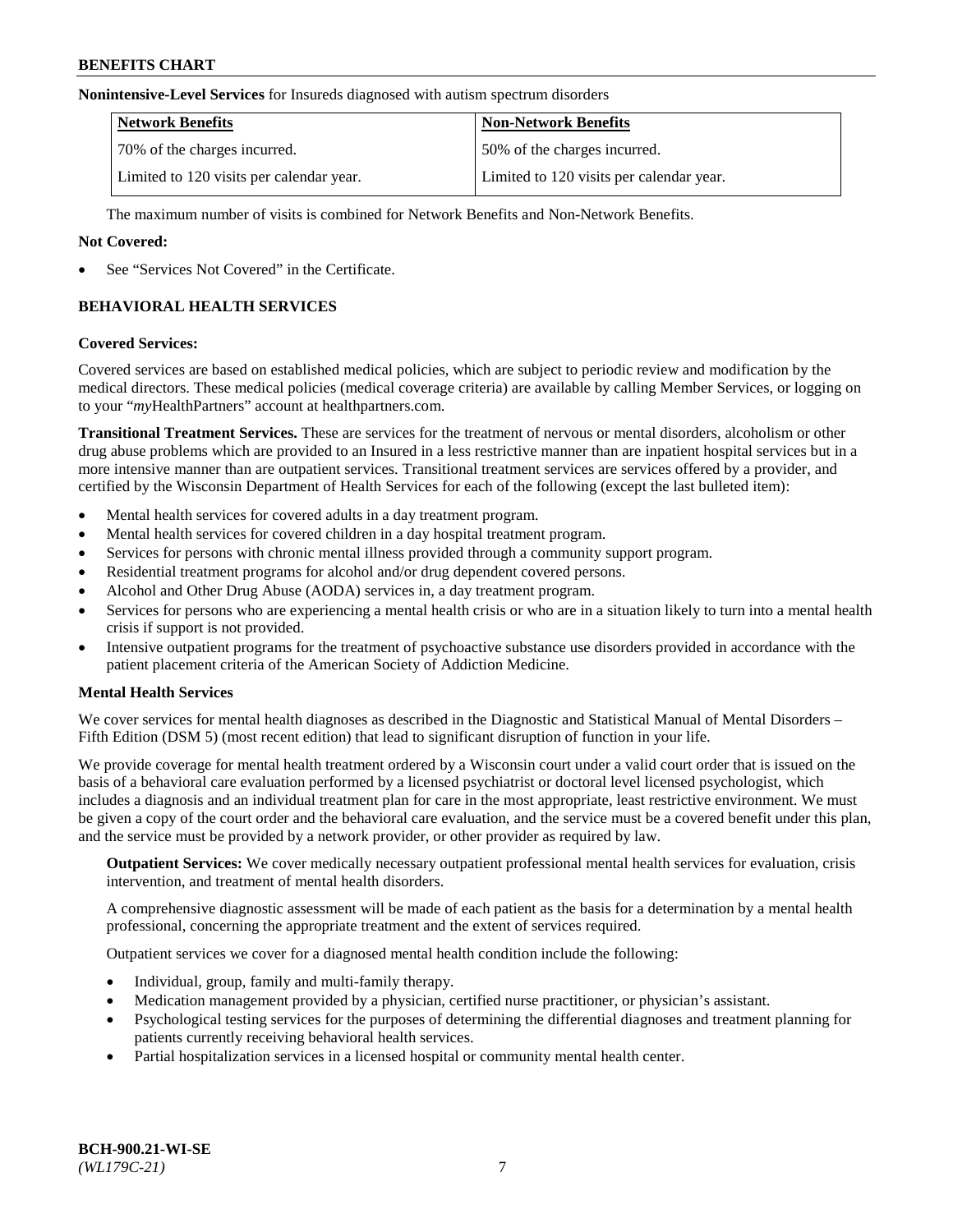**Nonintensive-Level Services** for Insureds diagnosed with autism spectrum disorders

| Network Benefits | Non-Network Benefits |
| --- | --- |
| 70% of the charges incurred. | 50% of the charges incurred. |
| Limited to 120 visits per calendar year. | Limited to 120 visits per calendar year. |

The maximum number of visits is combined for Network Benefits and Non-Network Benefits.

**Not Covered:**

- See "Services Not Covered" in the Certificate.

## BEHAVIORAL HEALTH SERVICES

**Covered Services:**

Covered services are based on established medical policies, which are subject to periodic review and modification by the medical directors. These medical policies (medical coverage criteria) are available by calling Member Services, or logging on to your "*my*HealthPartners" account at healthpartners.com.

**Transitional Treatment Services.** These are services for the treatment of nervous or mental disorders, alcoholism or other drug abuse problems which are provided to an Insured in a less restrictive manner than are inpatient hospital services but in a more intensive manner than are outpatient services. Transitional treatment services are services offered by a provider, and certified by the Wisconsin Department of Health Services for each of the following (except the last bulleted item):

- Mental health services for covered adults in a day treatment program.
- Mental health services for covered children in a day hospital treatment program.
- Services for persons with chronic mental illness provided through a community support program.
- Residential treatment programs for alcohol and/or drug dependent covered persons.
- Alcohol and Other Drug Abuse (AODA) services in, a day treatment program.
- Services for persons who are experiencing a mental health crisis or who are in a situation likely to turn into a mental health crisis if support is not provided.
- Intensive outpatient programs for the treatment of psychoactive substance use disorders provided in accordance with the patient placement criteria of the American Society of Addiction Medicine.

**Mental Health Services**

We cover services for mental health diagnoses as described in the Diagnostic and Statistical Manual of Mental Disorders – Fifth Edition (DSM 5) (most recent edition) that lead to significant disruption of function in your life.

We provide coverage for mental health treatment ordered by a Wisconsin court under a valid court order that is issued on the basis of a behavioral care evaluation performed by a licensed psychiatrist or doctoral level licensed psychologist, which includes a diagnosis and an individual treatment plan for care in the most appropriate, least restrictive environment. We must be given a copy of the court order and the behavioral care evaluation, and the service must be a covered benefit under this plan, and the service must be provided by a network provider, or other provider as required by law.

**Outpatient Services:** We cover medically necessary outpatient professional mental health services for evaluation, crisis intervention, and treatment of mental health disorders.

A comprehensive diagnostic assessment will be made of each patient as the basis for a determination by a mental health professional, concerning the appropriate treatment and the extent of services required.

Outpatient services we cover for a diagnosed mental health condition include the following:

- Individual, group, family and multi-family therapy.
- Medication management provided by a physician, certified nurse practitioner, or physician's assistant.
- Psychological testing services for the purposes of determining the differential diagnoses and treatment planning for patients currently receiving behavioral health services.
- Partial hospitalization services in a licensed hospital or community mental health center.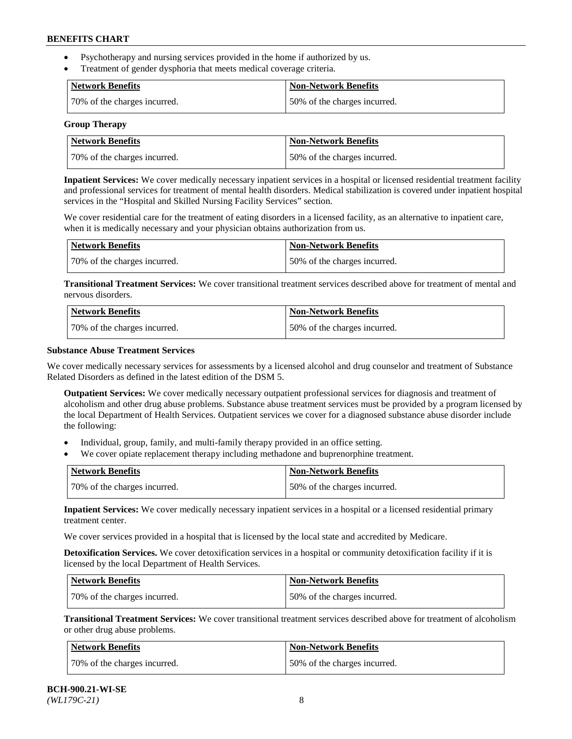- Psychotherapy and nursing services provided in the home if authorized by us.
- Treatment of gender dysphoria that meets medical coverage criteria.

| Network Benefits | Non-Network Benefits |
| --- | --- |
| 70% of the charges incurred. | 50% of the charges incurred. |

**Group Therapy**

| Network Benefits | Non-Network Benefits |
| --- | --- |
| 70% of the charges incurred. | 50% of the charges incurred. |

**Inpatient Services:** We cover medically necessary inpatient services in a hospital or licensed residential treatment facility and professional services for treatment of mental health disorders. Medical stabilization is covered under inpatient hospital services in the "Hospital and Skilled Nursing Facility Services" section.

We cover residential care for the treatment of eating disorders in a licensed facility, as an alternative to inpatient care, when it is medically necessary and your physician obtains authorization from us.

| Network Benefits | Non-Network Benefits |
| --- | --- |
| 70% of the charges incurred. | 50% of the charges incurred. |

**Transitional Treatment Services:** We cover transitional treatment services described above for treatment of mental and nervous disorders.

| Network Benefits | Non-Network Benefits |
| --- | --- |
| 70% of the charges incurred. | 50% of the charges incurred. |

**Substance Abuse Treatment Services**

We cover medically necessary services for assessments by a licensed alcohol and drug counselor and treatment of Substance Related Disorders as defined in the latest edition of the DSM 5.

**Outpatient Services:** We cover medically necessary outpatient professional services for diagnosis and treatment of alcoholism and other drug abuse problems. Substance abuse treatment services must be provided by a program licensed by the local Department of Health Services. Outpatient services we cover for a diagnosed substance abuse disorder include the following:

- Individual, group, family, and multi-family therapy provided in an office setting.
- We cover opiate replacement therapy including methadone and buprenorphine treatment.

| Network Benefits | Non-Network Benefits |
| --- | --- |
| 70% of the charges incurred. | 50% of the charges incurred. |

**Inpatient Services:** We cover medically necessary inpatient services in a hospital or a licensed residential primary treatment center.

We cover services provided in a hospital that is licensed by the local state and accredited by Medicare.

**Detoxification Services.** We cover detoxification services in a hospital or community detoxification facility if it is licensed by the local Department of Health Services.

| Network Benefits | Non-Network Benefits |
| --- | --- |
| 70% of the charges incurred. | 50% of the charges incurred. |

**Transitional Treatment Services:** We cover transitional treatment services described above for treatment of alcoholism or other drug abuse problems.

| Network Benefits | Non-Network Benefits |
| --- | --- |
| 70% of the charges incurred. | 50% of the charges incurred. |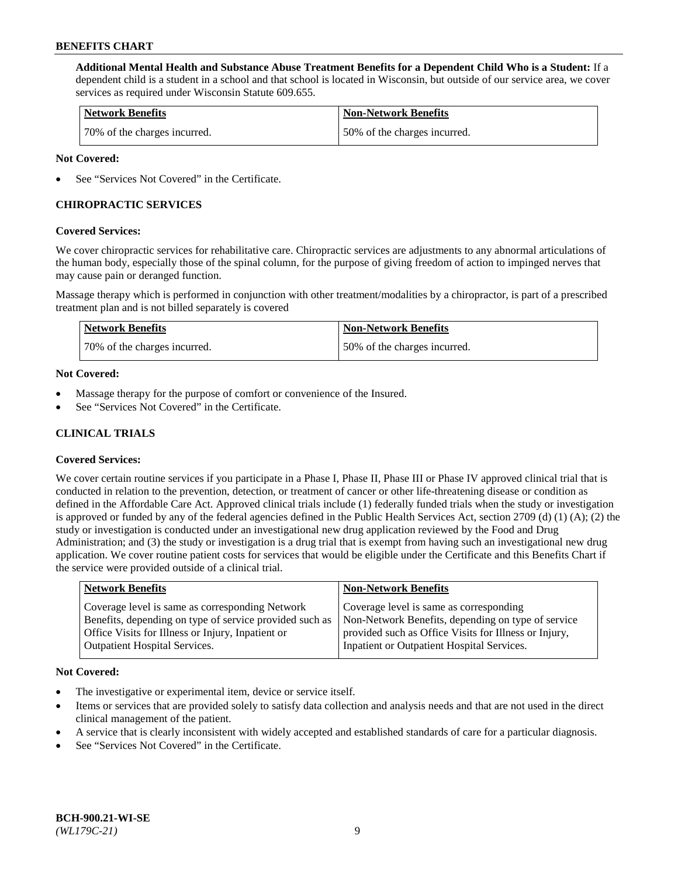**Additional Mental Health and Substance Abuse Treatment Benefits for a Dependent Child Who is a Student:** If a dependent child is a student in a school and that school is located in Wisconsin, but outside of our service area, we cover services as required under Wisconsin Statute 609.655.

| Network Benefits | Non-Network Benefits |
|---|---|
| 70% of the charges incurred. | 50% of the charges incurred. |

**Not Covered:**

- See "Services Not Covered" in the Certificate.

## CHIROPRACTIC SERVICES

**Covered Services:**

We cover chiropractic services for rehabilitative care. Chiropractic services are adjustments to any abnormal articulations of the human body, especially those of the spinal column, for the purpose of giving freedom of action to impinged nerves that may cause pain or deranged function.

Massage therapy which is performed in conjunction with other treatment/modalities by a chiropractor, is part of a prescribed treatment plan and is not billed separately is covered

| Network Benefits | Non-Network Benefits |
|---|---|
| 70% of the charges incurred. | 50% of the charges incurred. |

**Not Covered:**

- Massage therapy for the purpose of comfort or convenience of the Insured.
- See "Services Not Covered" in the Certificate.

## CLINICAL TRIALS

**Covered Services:**

We cover certain routine services if you participate in a Phase I, Phase II, Phase III or Phase IV approved clinical trial that is conducted in relation to the prevention, detection, or treatment of cancer or other life-threatening disease or condition as defined in the Affordable Care Act. Approved clinical trials include (1) federally funded trials when the study or investigation is approved or funded by any of the federal agencies defined in the Public Health Services Act, section 2709 (d) (1) (A); (2) the study or investigation is conducted under an investigational new drug application reviewed by the Food and Drug Administration; and (3) the study or investigation is a drug trial that is exempt from having such an investigational new drug application. We cover routine patient costs for services that would be eligible under the Certificate and this Benefits Chart if the service were provided outside of a clinical trial.

| Network Benefits | Non-Network Benefits |
|---|---|
| Coverage level is same as corresponding Network Benefits, depending on type of service provided such as Office Visits for Illness or Injury, Inpatient or Outpatient Hospital Services. | Coverage level is same as corresponding Non-Network Benefits, depending on type of service provided such as Office Visits for Illness or Injury, Inpatient or Outpatient Hospital Services. |

**Not Covered:**

- The investigative or experimental item, device or service itself.
- Items or services that are provided solely to satisfy data collection and analysis needs and that are not used in the direct clinical management of the patient.
- A service that is clearly inconsistent with widely accepted and established standards of care for a particular diagnosis.
- See "Services Not Covered" in the Certificate.

BCH-900.21-WI-SE
*(WL179C-21)*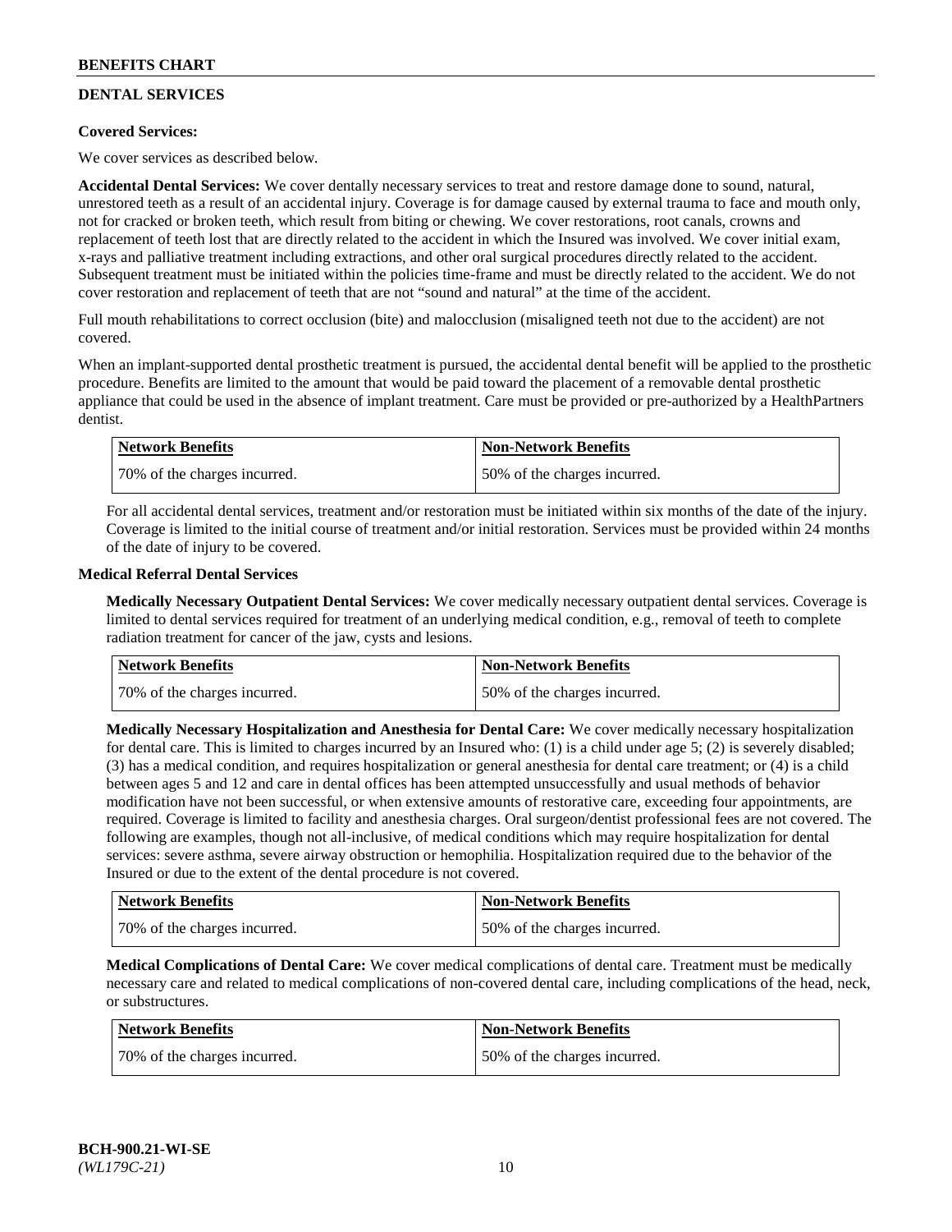## DENTAL SERVICES

**Covered Services:**

We cover services as described below.

**Accidental Dental Services:** We cover dentally necessary services to treat and restore damage done to sound, natural, unrestored teeth as a result of an accidental injury. Coverage is for damage caused by external trauma to face and mouth only, not for cracked or broken teeth, which result from biting or chewing. We cover restorations, root canals, crowns and replacement of teeth lost that are directly related to the accident in which the Insured was involved. We cover initial exam, x-rays and palliative treatment including extractions, and other oral surgical procedures directly related to the accident. Subsequent treatment must be initiated within the policies time-frame and must be directly related to the accident. We do not cover restoration and replacement of teeth that are not "sound and natural" at the time of the accident.

Full mouth rehabilitations to correct occlusion (bite) and malocclusion (misaligned teeth not due to the accident) are not covered.

When an implant-supported dental prosthetic treatment is pursued, the accidental dental benefit will be applied to the prosthetic procedure. Benefits are limited to the amount that would be paid toward the placement of a removable dental prosthetic appliance that could be used in the absence of implant treatment. Care must be provided or pre-authorized by a HealthPartners dentist.

| Network Benefits | Non-Network Benefits |
|---|---|
| 70% of the charges incurred. | 50% of the charges incurred. |

For all accidental dental services, treatment and/or restoration must be initiated within six months of the date of the injury. Coverage is limited to the initial course of treatment and/or initial restoration. Services must be provided within 24 months of the date of injury to be covered.

**Medical Referral Dental Services**

**Medically Necessary Outpatient Dental Services:** We cover medically necessary outpatient dental services. Coverage is limited to dental services required for treatment of an underlying medical condition, e.g., removal of teeth to complete radiation treatment for cancer of the jaw, cysts and lesions.

| Network Benefits | Non-Network Benefits |
|---|---|
| 70% of the charges incurred. | 50% of the charges incurred. |

**Medically Necessary Hospitalization and Anesthesia for Dental Care:** We cover medically necessary hospitalization for dental care. This is limited to charges incurred by an Insured who: (1) is a child under age 5; (2) is severely disabled; (3) has a medical condition, and requires hospitalization or general anesthesia for dental care treatment; or (4) is a child between ages 5 and 12 and care in dental offices has been attempted unsuccessfully and usual methods of behavior modification have not been successful, or when extensive amounts of restorative care, exceeding four appointments, are required. Coverage is limited to facility and anesthesia charges. Oral surgeon/dentist professional fees are not covered. The following are examples, though not all-inclusive, of medical conditions which may require hospitalization for dental services: severe asthma, severe airway obstruction or hemophilia. Hospitalization required due to the behavior of the Insured or due to the extent of the dental procedure is not covered.

| Network Benefits | Non-Network Benefits |
|---|---|
| 70% of the charges incurred. | 50% of the charges incurred. |

**Medical Complications of Dental Care:** We cover medical complications of dental care. Treatment must be medically necessary care and related to medical complications of non-covered dental care, including complications of the head, neck, or substructures.

| Network Benefits | Non-Network Benefits |
|---|---|
| 70% of the charges incurred. | 50% of the charges incurred. |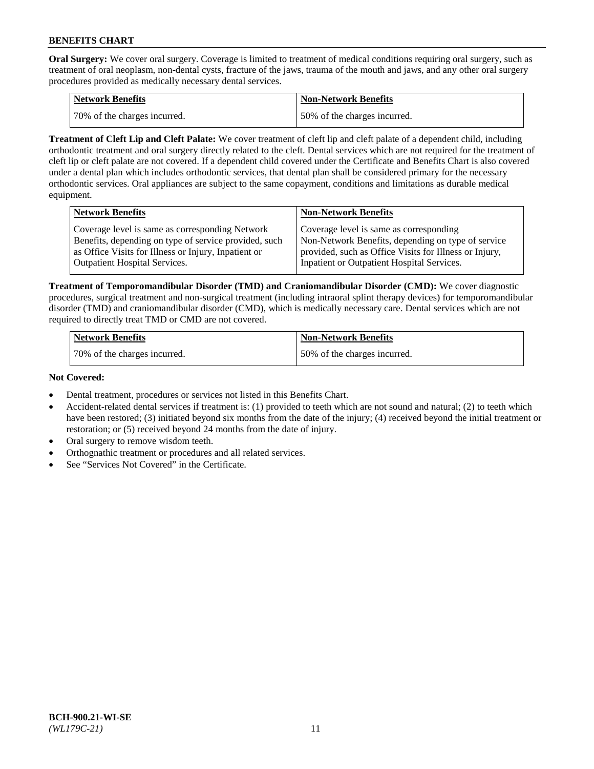**Oral Surgery:** We cover oral surgery. Coverage is limited to treatment of medical conditions requiring oral surgery, such as treatment of oral neoplasm, non-dental cysts, fracture of the jaws, trauma of the mouth and jaws, and any other oral surgery procedures provided as medically necessary dental services.

| Network Benefits | Non-Network Benefits |
|---|---|
| 70% of the charges incurred. | 50% of the charges incurred. |

**Treatment of Cleft Lip and Cleft Palate:** We cover treatment of cleft lip and cleft palate of a dependent child, including orthodontic treatment and oral surgery directly related to the cleft. Dental services which are not required for the treatment of cleft lip or cleft palate are not covered. If a dependent child covered under the Certificate and Benefits Chart is also covered under a dental plan which includes orthodontic services, that dental plan shall be considered primary for the necessary orthodontic services. Oral appliances are subject to the same copayment, conditions and limitations as durable medical equipment.

| Network Benefits | Non-Network Benefits |
|---|---|
| Coverage level is same as corresponding Network Benefits, depending on type of service provided, such as Office Visits for Illness or Injury, Inpatient or Outpatient Hospital Services. | Coverage level is same as corresponding Non-Network Benefits, depending on type of service provided, such as Office Visits for Illness or Injury, Inpatient or Outpatient Hospital Services. |

**Treatment of Temporomandibular Disorder (TMD) and Craniomandibular Disorder (CMD):** We cover diagnostic procedures, surgical treatment and non-surgical treatment (including intraoral splint therapy devices) for temporomandibular disorder (TMD) and craniomandibular disorder (CMD), which is medically necessary care. Dental services which are not required to directly treat TMD or CMD are not covered.

| Network Benefits | Non-Network Benefits |
|---|---|
| 70% of the charges incurred. | 50% of the charges incurred. |

**Not Covered:**

- Dental treatment, procedures or services not listed in this Benefits Chart.
- Accident-related dental services if treatment is: (1) provided to teeth which are not sound and natural; (2) to teeth which have been restored; (3) initiated beyond six months from the date of the injury; (4) received beyond the initial treatment or restoration; or (5) received beyond 24 months from the date of injury.
- Oral surgery to remove wisdom teeth.
- Orthognathic treatment or procedures and all related services.
- See "Services Not Covered" in the Certificate.

**BCH-900.21-WI-SE**
*(WL179C-21)*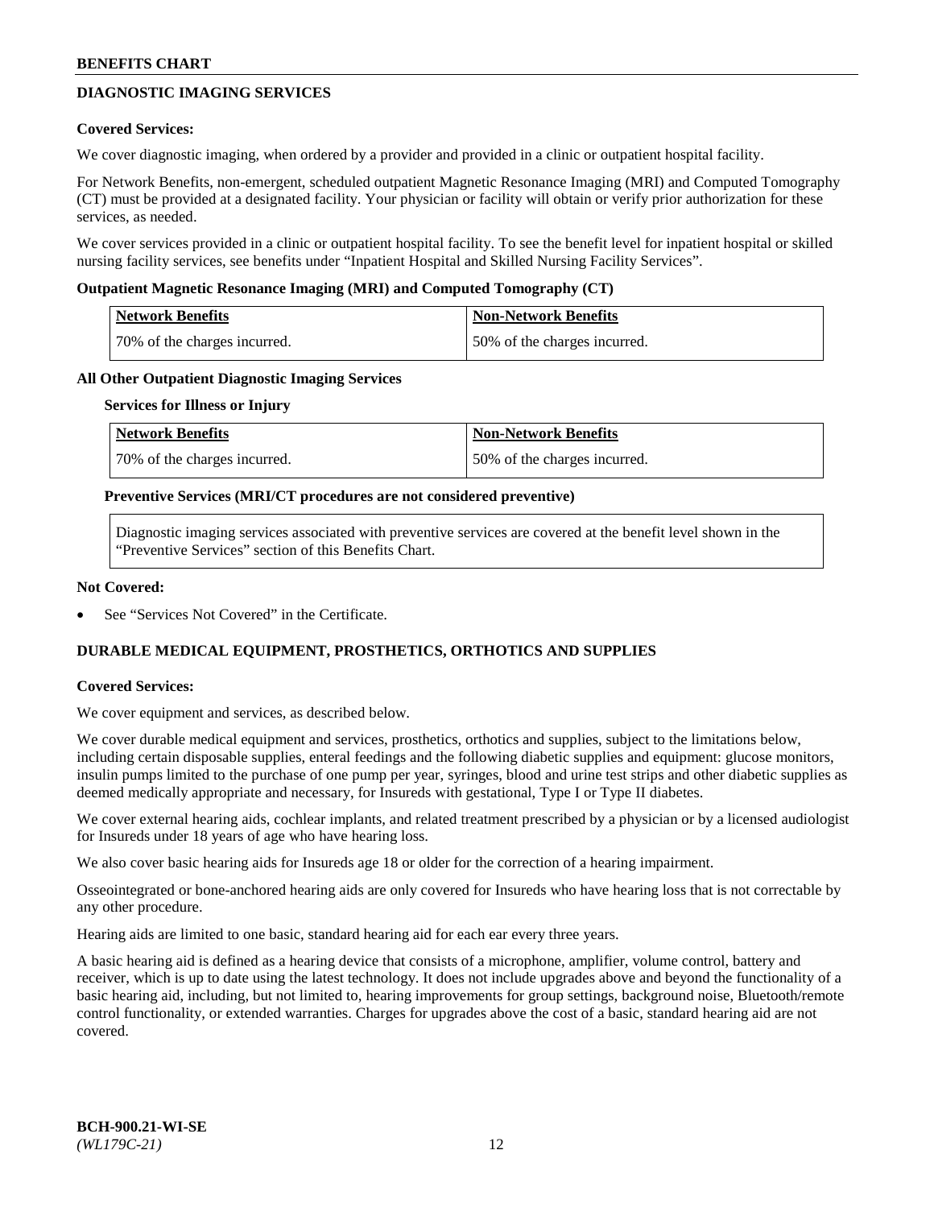## DIAGNOSTIC IMAGING SERVICES

**Covered Services:**

We cover diagnostic imaging, when ordered by a provider and provided in a clinic or outpatient hospital facility.

For Network Benefits, non-emergent, scheduled outpatient Magnetic Resonance Imaging (MRI) and Computed Tomography (CT) must be provided at a designated facility. Your physician or facility will obtain or verify prior authorization for these services, as needed.

We cover services provided in a clinic or outpatient hospital facility. To see the benefit level for inpatient hospital or skilled nursing facility services, see benefits under "Inpatient Hospital and Skilled Nursing Facility Services".

**Outpatient Magnetic Resonance Imaging (MRI) and Computed Tomography (CT)**

| Network Benefits | Non-Network Benefits |
|---|---|
| 70% of the charges incurred. | 50% of the charges incurred. |

**All Other Outpatient Diagnostic Imaging Services**

**Services for Illness or Injury**

| Network Benefits | Non-Network Benefits |
|---|---|
| 70% of the charges incurred. | 50% of the charges incurred. |

**Preventive Services (MRI/CT procedures are not considered preventive)**

Diagnostic imaging services associated with preventive services are covered at the benefit level shown in the "Preventive Services" section of this Benefits Chart.

**Not Covered:**

- See "Services Not Covered" in the Certificate.

## DURABLE MEDICAL EQUIPMENT, PROSTHETICS, ORTHOTICS AND SUPPLIES

**Covered Services:**

We cover equipment and services, as described below.

We cover durable medical equipment and services, prosthetics, orthotics and supplies, subject to the limitations below, including certain disposable supplies, enteral feedings and the following diabetic supplies and equipment: glucose monitors, insulin pumps limited to the purchase of one pump per year, syringes, blood and urine test strips and other diabetic supplies as deemed medically appropriate and necessary, for Insureds with gestational, Type I or Type II diabetes.

We cover external hearing aids, cochlear implants, and related treatment prescribed by a physician or by a licensed audiologist for Insureds under 18 years of age who have hearing loss.

We also cover basic hearing aids for Insureds age 18 or older for the correction of a hearing impairment.

Osseointegrated or bone-anchored hearing aids are only covered for Insureds who have hearing loss that is not correctable by any other procedure.

Hearing aids are limited to one basic, standard hearing aid for each ear every three years.

A basic hearing aid is defined as a hearing device that consists of a microphone, amplifier, volume control, battery and receiver, which is up to date using the latest technology. It does not include upgrades above and beyond the functionality of a basic hearing aid, including, but not limited to, hearing improvements for group settings, background noise, Bluetooth/remote control functionality, or extended warranties. Charges for upgrades above the cost of a basic, standard hearing aid are not covered.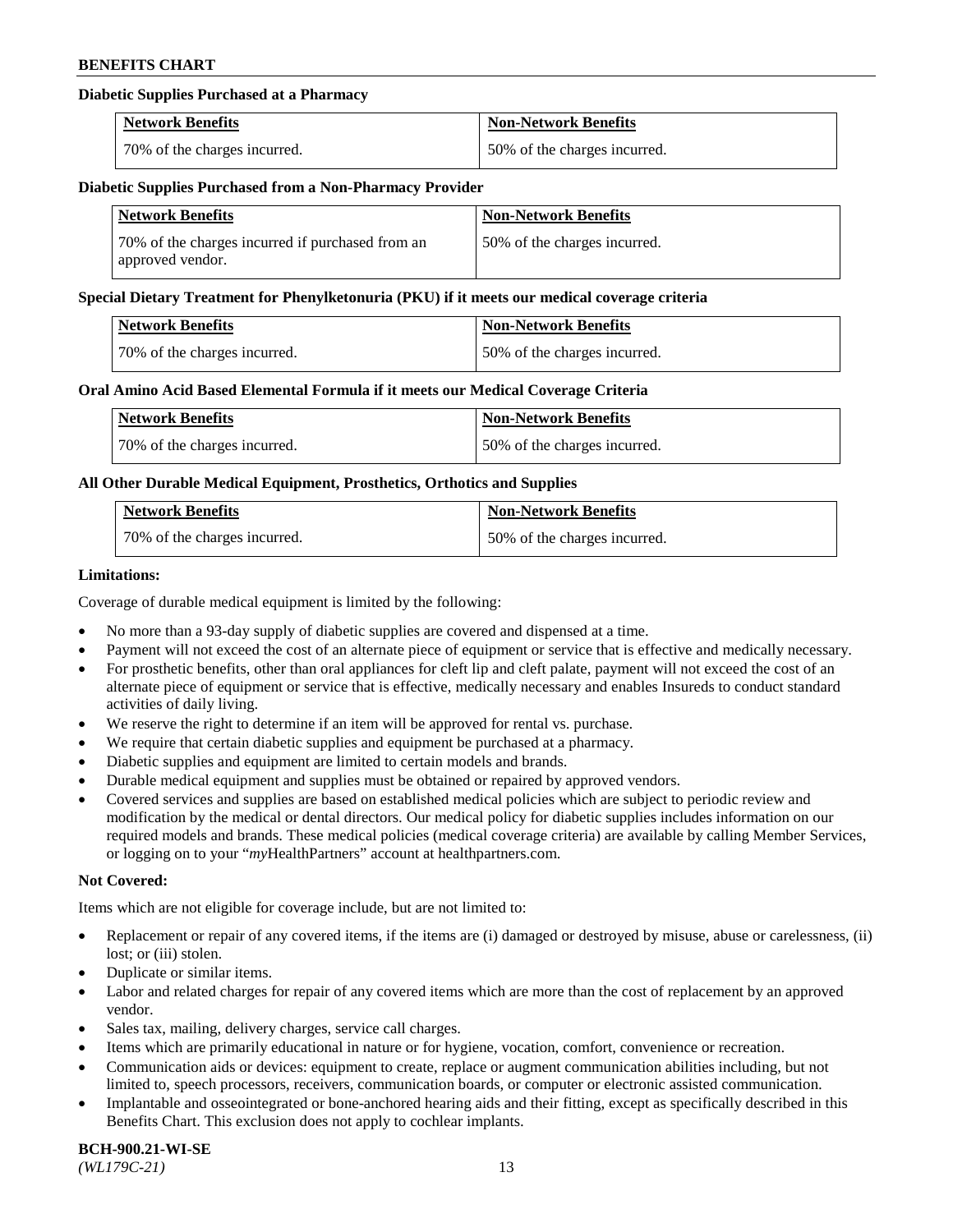#### Diabetic Supplies Purchased at a Pharmacy

| Network Benefits | Non-Network Benefits |
| --- | --- |
| 70% of the charges incurred. | 50% of the charges incurred. |

#### Diabetic Supplies Purchased from a Non-Pharmacy Provider

| Network Benefits | Non-Network Benefits |
| --- | --- |
| 70% of the charges incurred if purchased from an approved vendor. | 50% of the charges incurred. |

#### Special Dietary Treatment for Phenylketonuria (PKU) if it meets our medical coverage criteria

| Network Benefits | Non-Network Benefits |
| --- | --- |
| 70% of the charges incurred. | 50% of the charges incurred. |

#### Oral Amino Acid Based Elemental Formula if it meets our Medical Coverage Criteria

| Network Benefits | Non-Network Benefits |
| --- | --- |
| 70% of the charges incurred. | 50% of the charges incurred. |

#### All Other Durable Medical Equipment, Prosthetics, Orthotics and Supplies

| Network Benefits | Non-Network Benefits |
| --- | --- |
| 70% of the charges incurred. | 50% of the charges incurred. |

**Limitations:**

Coverage of durable medical equipment is limited by the following:

- No more than a 93-day supply of diabetic supplies are covered and dispensed at a time.
- Payment will not exceed the cost of an alternate piece of equipment or service that is effective and medically necessary.
- For prosthetic benefits, other than oral appliances for cleft lip and cleft palate, payment will not exceed the cost of an alternate piece of equipment or service that is effective, medically necessary and enables Insureds to conduct standard activities of daily living.
- We reserve the right to determine if an item will be approved for rental vs. purchase.
- We require that certain diabetic supplies and equipment be purchased at a pharmacy.
- Diabetic supplies and equipment are limited to certain models and brands.
- Durable medical equipment and supplies must be obtained or repaired by approved vendors.
- Covered services and supplies are based on established medical policies which are subject to periodic review and modification by the medical or dental directors. Our medical policy for diabetic supplies includes information on our required models and brands. These medical policies (medical coverage criteria) are available by calling Member Services, or logging on to your "*my*HealthPartners" account at healthpartners.com.

**Not Covered:**

Items which are not eligible for coverage include, but are not limited to:

- Replacement or repair of any covered items, if the items are (i) damaged or destroyed by misuse, abuse or carelessness, (ii) lost; or (iii) stolen.
- Duplicate or similar items.
- Labor and related charges for repair of any covered items which are more than the cost of replacement by an approved vendor.
- Sales tax, mailing, delivery charges, service call charges.
- Items which are primarily educational in nature or for hygiene, vocation, comfort, convenience or recreation.
- Communication aids or devices: equipment to create, replace or augment communication abilities including, but not limited to, speech processors, receivers, communication boards, or computer or electronic assisted communication.
- Implantable and osseointegrated or bone-anchored hearing aids and their fitting, except as specifically described in this Benefits Chart. This exclusion does not apply to cochlear implants.

**BCH-900.21-WI-SE**
*(WL179C-21)*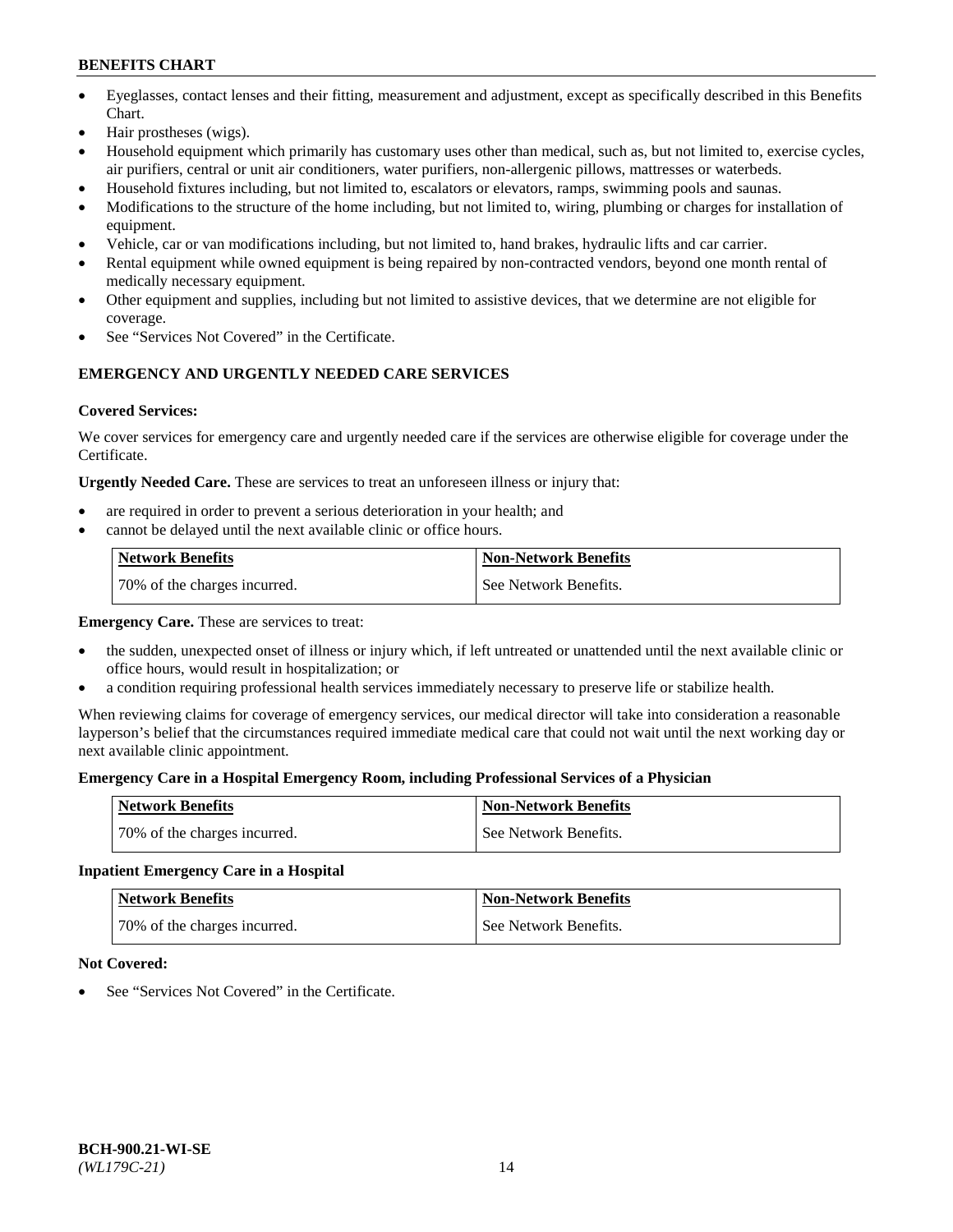- Eyeglasses, contact lenses and their fitting, measurement and adjustment, except as specifically described in this Benefits Chart.
- Hair prostheses (wigs).
- Household equipment which primarily has customary uses other than medical, such as, but not limited to, exercise cycles, air purifiers, central or unit air conditioners, water purifiers, non-allergenic pillows, mattresses or waterbeds.
- Household fixtures including, but not limited to, escalators or elevators, ramps, swimming pools and saunas.
- Modifications to the structure of the home including, but not limited to, wiring, plumbing or charges for installation of equipment.
- Vehicle, car or van modifications including, but not limited to, hand brakes, hydraulic lifts and car carrier.
- Rental equipment while owned equipment is being repaired by non-contracted vendors, beyond one month rental of medically necessary equipment.
- Other equipment and supplies, including but not limited to assistive devices, that we determine are not eligible for coverage.
- See "Services Not Covered" in the Certificate.

## EMERGENCY AND URGENTLY NEEDED CARE SERVICES

**Covered Services:**

We cover services for emergency care and urgently needed care if the services are otherwise eligible for coverage under the Certificate.

**Urgently Needed Care.** These are services to treat an unforeseen illness or injury that:

- are required in order to prevent a serious deterioration in your health; and
- cannot be delayed until the next available clinic or office hours.

| Network Benefits | Non-Network Benefits |
|---|---|
| 70% of the charges incurred. | See Network Benefits. |

**Emergency Care.** These are services to treat:

- the sudden, unexpected onset of illness or injury which, if left untreated or unattended until the next available clinic or office hours, would result in hospitalization; or
- a condition requiring professional health services immediately necessary to preserve life or stabilize health.

When reviewing claims for coverage of emergency services, our medical director will take into consideration a reasonable layperson's belief that the circumstances required immediate medical care that could not wait until the next working day or next available clinic appointment.

**Emergency Care in a Hospital Emergency Room, including Professional Services of a Physician**

| Network Benefits | Non-Network Benefits |
|---|---|
| 70% of the charges incurred. | See Network Benefits. |

**Inpatient Emergency Care in a Hospital**

| Network Benefits | Non-Network Benefits |
|---|---|
| 70% of the charges incurred. | See Network Benefits. |

**Not Covered:**

- See "Services Not Covered" in the Certificate.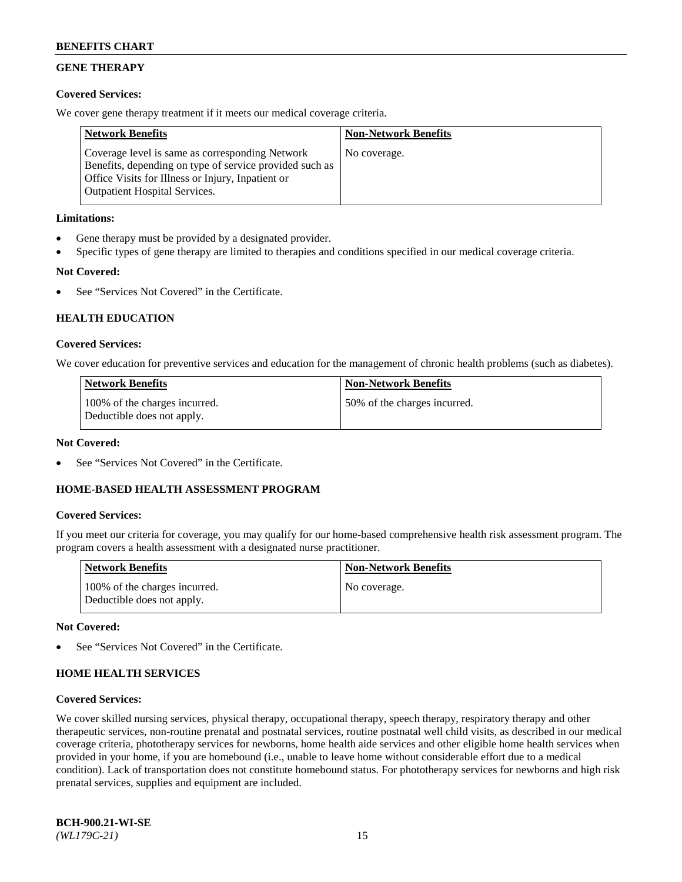## GENE THERAPY

**Covered Services:**

We cover gene therapy treatment if it meets our medical coverage criteria.

| Network Benefits | Non-Network Benefits |
|---|---|
| Coverage level is same as corresponding Network Benefits, depending on type of service provided such as Office Visits for Illness or Injury, Inpatient or Outpatient Hospital Services. | No coverage. |

**Limitations:**

- Gene therapy must be provided by a designated provider.
- Specific types of gene therapy are limited to therapies and conditions specified in our medical coverage criteria.

**Not Covered:**

- See "Services Not Covered" in the Certificate.

## HEALTH EDUCATION

**Covered Services:**

We cover education for preventive services and education for the management of chronic health problems (such as diabetes).

| Network Benefits | Non-Network Benefits |
|---|---|
| 100% of the charges incurred. Deductible does not apply. | 50% of the charges incurred. |

**Not Covered:**

- See "Services Not Covered" in the Certificate.

## HOME-BASED HEALTH ASSESSMENT PROGRAM

**Covered Services:**

If you meet our criteria for coverage, you may qualify for our home-based comprehensive health risk assessment program. The program covers a health assessment with a designated nurse practitioner.

| Network Benefits | Non-Network Benefits |
|---|---|
| 100% of the charges incurred. Deductible does not apply. | No coverage. |

**Not Covered:**

- See "Services Not Covered" in the Certificate.

## HOME HEALTH SERVICES

**Covered Services:**

We cover skilled nursing services, physical therapy, occupational therapy, speech therapy, respiratory therapy and other therapeutic services, non-routine prenatal and postnatal services, routine postnatal well child visits, as described in our medical coverage criteria, phototherapy services for newborns, home health aide services and other eligible home health services when provided in your home, if you are homebound (i.e., unable to leave home without considerable effort due to a medical condition). Lack of transportation does not constitute homebound status. For phototherapy services for newborns and high risk prenatal services, supplies and equipment are included.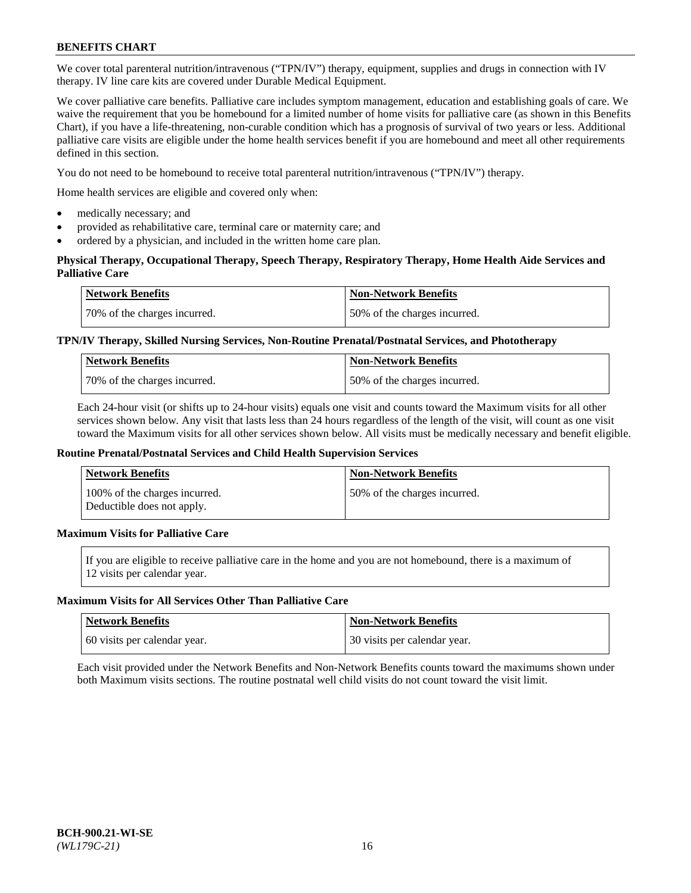We cover total parenteral nutrition/intravenous ("TPN/IV") therapy, equipment, supplies and drugs in connection with IV therapy. IV line care kits are covered under Durable Medical Equipment.

We cover palliative care benefits. Palliative care includes symptom management, education and establishing goals of care. We waive the requirement that you be homebound for a limited number of home visits for palliative care (as shown in this Benefits Chart), if you have a life-threatening, non-curable condition which has a prognosis of survival of two years or less. Additional palliative care visits are eligible under the home health services benefit if you are homebound and meet all other requirements defined in this section.

You do not need to be homebound to receive total parenteral nutrition/intravenous ("TPN/IV") therapy.

Home health services are eligible and covered only when:

- medically necessary; and
- provided as rehabilitative care, terminal care or maternity care; and
- ordered by a physician, and included in the written home care plan.

**Physical Therapy, Occupational Therapy, Speech Therapy, Respiratory Therapy, Home Health Aide Services and Palliative Care**

| Network Benefits | Non-Network Benefits |
|---|---|
| 70% of the charges incurred. | 50% of the charges incurred. |

**TPN/IV Therapy, Skilled Nursing Services, Non-Routine Prenatal/Postnatal Services, and Phototherapy**

| Network Benefits | Non-Network Benefits |
|---|---|
| 70% of the charges incurred. | 50% of the charges incurred. |

Each 24-hour visit (or shifts up to 24-hour visits) equals one visit and counts toward the Maximum visits for all other services shown below. Any visit that lasts less than 24 hours regardless of the length of the visit, will count as one visit toward the Maximum visits for all other services shown below. All visits must be medically necessary and benefit eligible.

**Routine Prenatal/Postnatal Services and Child Health Supervision Services**

| Network Benefits | Non-Network Benefits |
|---|---|
| 100% of the charges incurred. Deductible does not apply. | 50% of the charges incurred. |

**Maximum Visits for Palliative Care**

If you are eligible to receive palliative care in the home and you are not homebound, there is a maximum of 12 visits per calendar year.

**Maximum Visits for All Services Other Than Palliative Care**

| Network Benefits | Non-Network Benefits |
|---|---|
| 60 visits per calendar year. | 30 visits per calendar year. |

Each visit provided under the Network Benefits and Non-Network Benefits counts toward the maximums shown under both Maximum visits sections. The routine postnatal well child visits do not count toward the visit limit.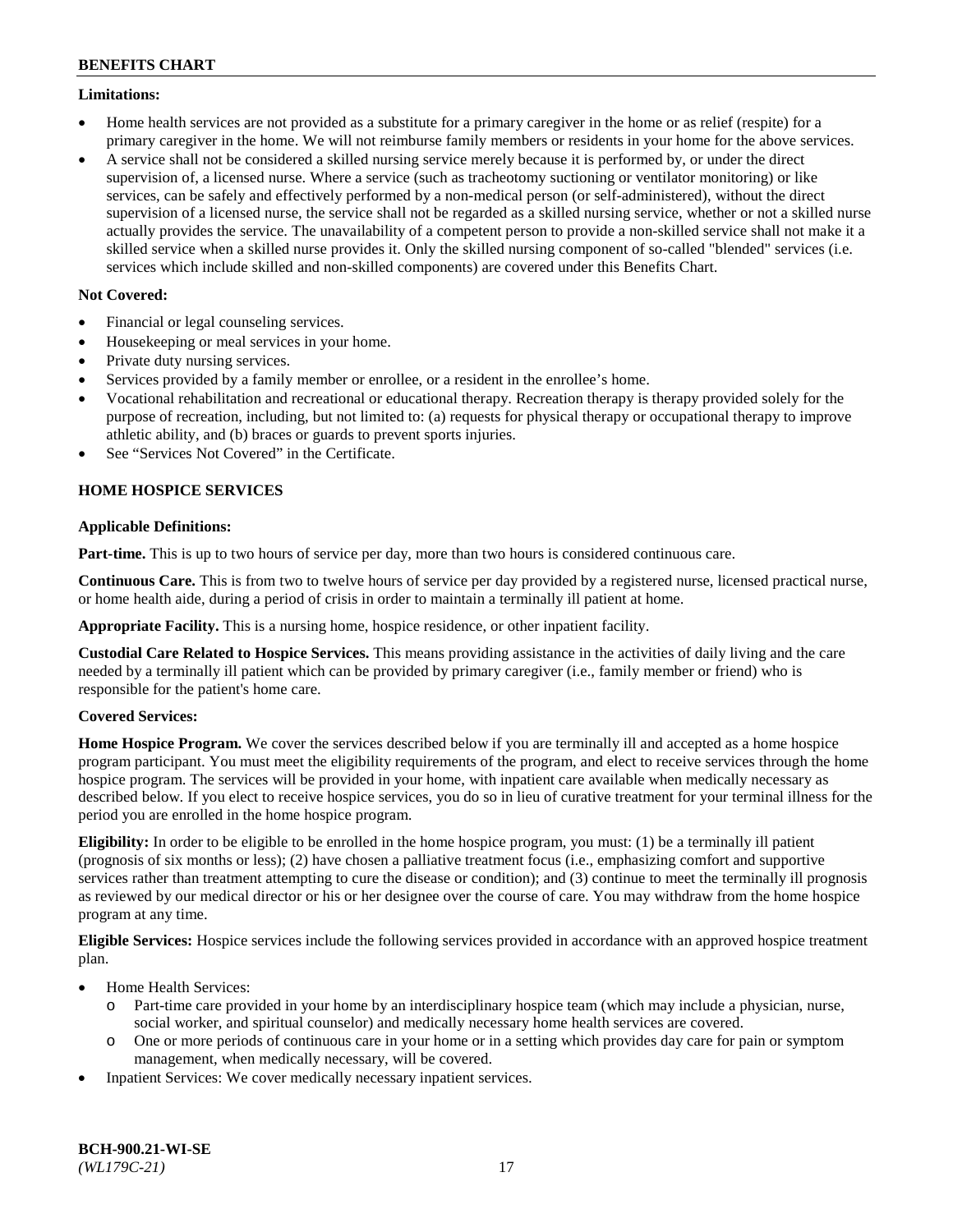**Limitations:**

- Home health services are not provided as a substitute for a primary caregiver in the home or as relief (respite) for a primary caregiver in the home. We will not reimburse family members or residents in your home for the above services.
- A service shall not be considered a skilled nursing service merely because it is performed by, or under the direct supervision of, a licensed nurse. Where a service (such as tracheotomy suctioning or ventilator monitoring) or like services, can be safely and effectively performed by a non-medical person (or self-administered), without the direct supervision of a licensed nurse, the service shall not be regarded as a skilled nursing service, whether or not a skilled nurse actually provides the service. The unavailability of a competent person to provide a non-skilled service shall not make it a skilled service when a skilled nurse provides it. Only the skilled nursing component of so-called "blended" services (i.e. services which include skilled and non-skilled components) are covered under this Benefits Chart.

**Not Covered:**

- Financial or legal counseling services.
- Housekeeping or meal services in your home.
- Private duty nursing services.
- Services provided by a family member or enrollee, or a resident in the enrollee's home.
- Vocational rehabilitation and recreational or educational therapy. Recreation therapy is therapy provided solely for the purpose of recreation, including, but not limited to: (a) requests for physical therapy or occupational therapy to improve athletic ability, and (b) braces or guards to prevent sports injuries.
- See "Services Not Covered" in the Certificate.

## HOME HOSPICE SERVICES

**Applicable Definitions:**

**Part-time.** This is up to two hours of service per day, more than two hours is considered continuous care.

**Continuous Care.** This is from two to twelve hours of service per day provided by a registered nurse, licensed practical nurse, or home health aide, during a period of crisis in order to maintain a terminally ill patient at home.

**Appropriate Facility.** This is a nursing home, hospice residence, or other inpatient facility.

**Custodial Care Related to Hospice Services.** This means providing assistance in the activities of daily living and the care needed by a terminally ill patient which can be provided by primary caregiver (i.e., family member or friend) who is responsible for the patient's home care.

**Covered Services:**

**Home Hospice Program.** We cover the services described below if you are terminally ill and accepted as a home hospice program participant. You must meet the eligibility requirements of the program, and elect to receive services through the home hospice program. The services will be provided in your home, with inpatient care available when medically necessary as described below. If you elect to receive hospice services, you do so in lieu of curative treatment for your terminal illness for the period you are enrolled in the home hospice program.

**Eligibility:** In order to be eligible to be enrolled in the home hospice program, you must: (1) be a terminally ill patient (prognosis of six months or less); (2) have chosen a palliative treatment focus (i.e., emphasizing comfort and supportive services rather than treatment attempting to cure the disease or condition); and (3) continue to meet the terminally ill prognosis as reviewed by our medical director or his or her designee over the course of care. You may withdraw from the home hospice program at any time.

**Eligible Services:** Hospice services include the following services provided in accordance with an approved hospice treatment plan.

- Home Health Services:
  - Part-time care provided in your home by an interdisciplinary hospice team (which may include a physician, nurse, social worker, and spiritual counselor) and medically necessary home health services are covered.
  - One or more periods of continuous care in your home or in a setting which provides day care for pain or symptom management, when medically necessary, will be covered.
- Inpatient Services: We cover medically necessary inpatient services.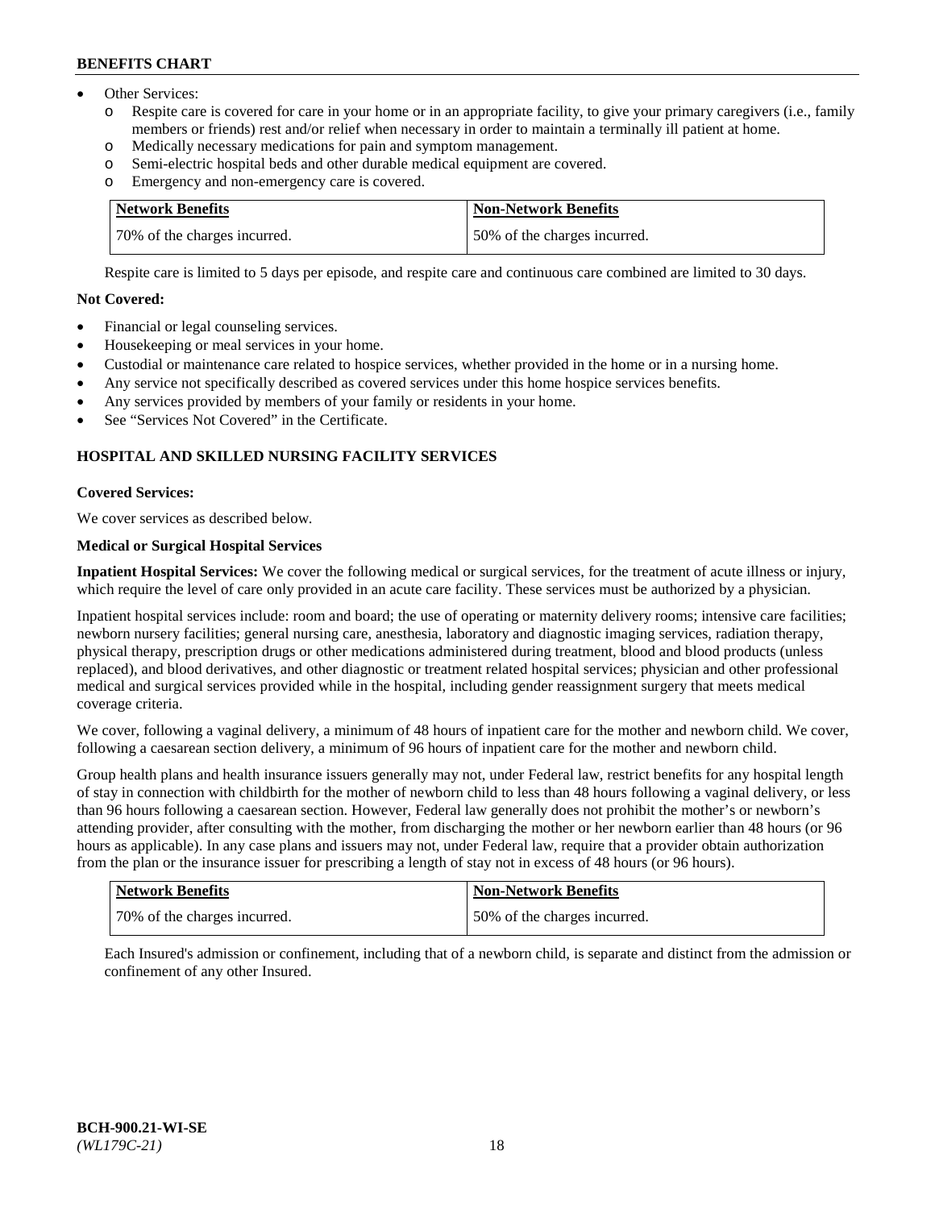- Other Services:
  - o Respite care is covered for care in your home or in an appropriate facility, to give your primary caregivers (i.e., family members or friends) rest and/or relief when necessary in order to maintain a terminally ill patient at home.
  - o Medically necessary medications for pain and symptom management.
  - o Semi-electric hospital beds and other durable medical equipment are covered.
  - o Emergency and non-emergency care is covered.

| Network Benefits | Non-Network Benefits |
|---|---|
| 70% of the charges incurred. | 50% of the charges incurred. |

Respite care is limited to 5 days per episode, and respite care and continuous care combined are limited to 30 days.

**Not Covered:**

- Financial or legal counseling services.
- Housekeeping or meal services in your home.
- Custodial or maintenance care related to hospice services, whether provided in the home or in a nursing home.
- Any service not specifically described as covered services under this home hospice services benefits.
- Any services provided by members of your family or residents in your home.
- See "Services Not Covered" in the Certificate.

## HOSPITAL AND SKILLED NURSING FACILITY SERVICES

**Covered Services:**

We cover services as described below.

**Medical or Surgical Hospital Services**

**Inpatient Hospital Services:** We cover the following medical or surgical services, for the treatment of acute illness or injury, which require the level of care only provided in an acute care facility. These services must be authorized by a physician.

Inpatient hospital services include: room and board; the use of operating or maternity delivery rooms; intensive care facilities; newborn nursery facilities; general nursing care, anesthesia, laboratory and diagnostic imaging services, radiation therapy, physical therapy, prescription drugs or other medications administered during treatment, blood and blood products (unless replaced), and blood derivatives, and other diagnostic or treatment related hospital services; physician and other professional medical and surgical services provided while in the hospital, including gender reassignment surgery that meets medical coverage criteria.

We cover, following a vaginal delivery, a minimum of 48 hours of inpatient care for the mother and newborn child. We cover, following a caesarean section delivery, a minimum of 96 hours of inpatient care for the mother and newborn child.

Group health plans and health insurance issuers generally may not, under Federal law, restrict benefits for any hospital length of stay in connection with childbirth for the mother of newborn child to less than 48 hours following a vaginal delivery, or less than 96 hours following a caesarean section. However, Federal law generally does not prohibit the mother's or newborn's attending provider, after consulting with the mother, from discharging the mother or her newborn earlier than 48 hours (or 96 hours as applicable). In any case plans and issuers may not, under Federal law, require that a provider obtain authorization from the plan or the insurance issuer for prescribing a length of stay not in excess of 48 hours (or 96 hours).

| Network Benefits | Non-Network Benefits |
|---|---|
| 70% of the charges incurred. | 50% of the charges incurred. |

Each Insured's admission or confinement, including that of a newborn child, is separate and distinct from the admission or confinement of any other Insured.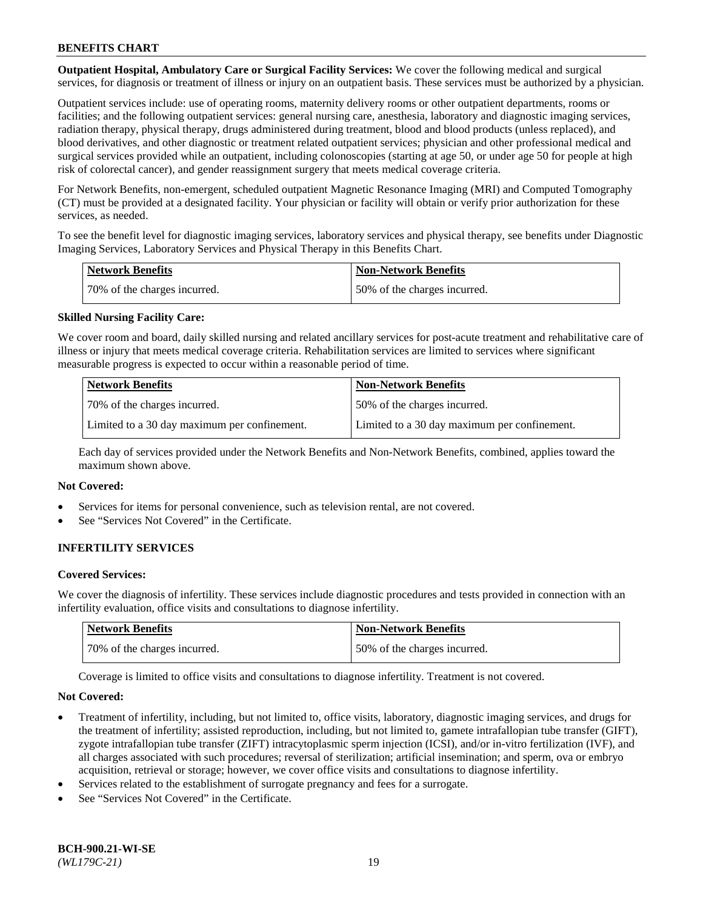**Outpatient Hospital, Ambulatory Care or Surgical Facility Services:** We cover the following medical and surgical services, for diagnosis or treatment of illness or injury on an outpatient basis. These services must be authorized by a physician.

Outpatient services include: use of operating rooms, maternity delivery rooms or other outpatient departments, rooms or facilities; and the following outpatient services: general nursing care, anesthesia, laboratory and diagnostic imaging services, radiation therapy, physical therapy, drugs administered during treatment, blood and blood products (unless replaced), and blood derivatives, and other diagnostic or treatment related outpatient services; physician and other professional medical and surgical services provided while an outpatient, including colonoscopies (starting at age 50, or under age 50 for people at high risk of colorectal cancer), and gender reassignment surgery that meets medical coverage criteria.

For Network Benefits, non-emergent, scheduled outpatient Magnetic Resonance Imaging (MRI) and Computed Tomography (CT) must be provided at a designated facility. Your physician or facility will obtain or verify prior authorization for these services, as needed.

To see the benefit level for diagnostic imaging services, laboratory services and physical therapy, see benefits under Diagnostic Imaging Services, Laboratory Services and Physical Therapy in this Benefits Chart.

| Network Benefits | Non-Network Benefits |
|---|---|
| 70% of the charges incurred. | 50% of the charges incurred. |

**Skilled Nursing Facility Care:**

We cover room and board, daily skilled nursing and related ancillary services for post-acute treatment and rehabilitative care of illness or injury that meets medical coverage criteria. Rehabilitation services are limited to services where significant measurable progress is expected to occur within a reasonable period of time.

| Network Benefits | Non-Network Benefits |
|---|---|
| 70% of the charges incurred. | 50% of the charges incurred. |
| Limited to a 30 day maximum per confinement. | Limited to a 30 day maximum per confinement. |

Each day of services provided under the Network Benefits and Non-Network Benefits, combined, applies toward the maximum shown above.

**Not Covered:**

- Services for items for personal convenience, such as television rental, are not covered.
- See "Services Not Covered" in the Certificate.

## INFERTILITY SERVICES

**Covered Services:**

We cover the diagnosis of infertility. These services include diagnostic procedures and tests provided in connection with an infertility evaluation, office visits and consultations to diagnose infertility.

| Network Benefits | Non-Network Benefits |
|---|---|
| 70% of the charges incurred. | 50% of the charges incurred. |

Coverage is limited to office visits and consultations to diagnose infertility. Treatment is not covered.

**Not Covered:**

- Treatment of infertility, including, but not limited to, office visits, laboratory, diagnostic imaging services, and drugs for the treatment of infertility; assisted reproduction, including, but not limited to, gamete intrafallopian tube transfer (GIFT), zygote intrafallopian tube transfer (ZIFT) intracytoplasmic sperm injection (ICSI), and/or in-vitro fertilization (IVF), and all charges associated with such procedures; reversal of sterilization; artificial insemination; and sperm, ova or embryo acquisition, retrieval or storage; however, we cover office visits and consultations to diagnose infertility.
- Services related to the establishment of surrogate pregnancy and fees for a surrogate.
- See "Services Not Covered" in the Certificate.

**BCH-900.21-WI-SE**
*(WL179C-21)*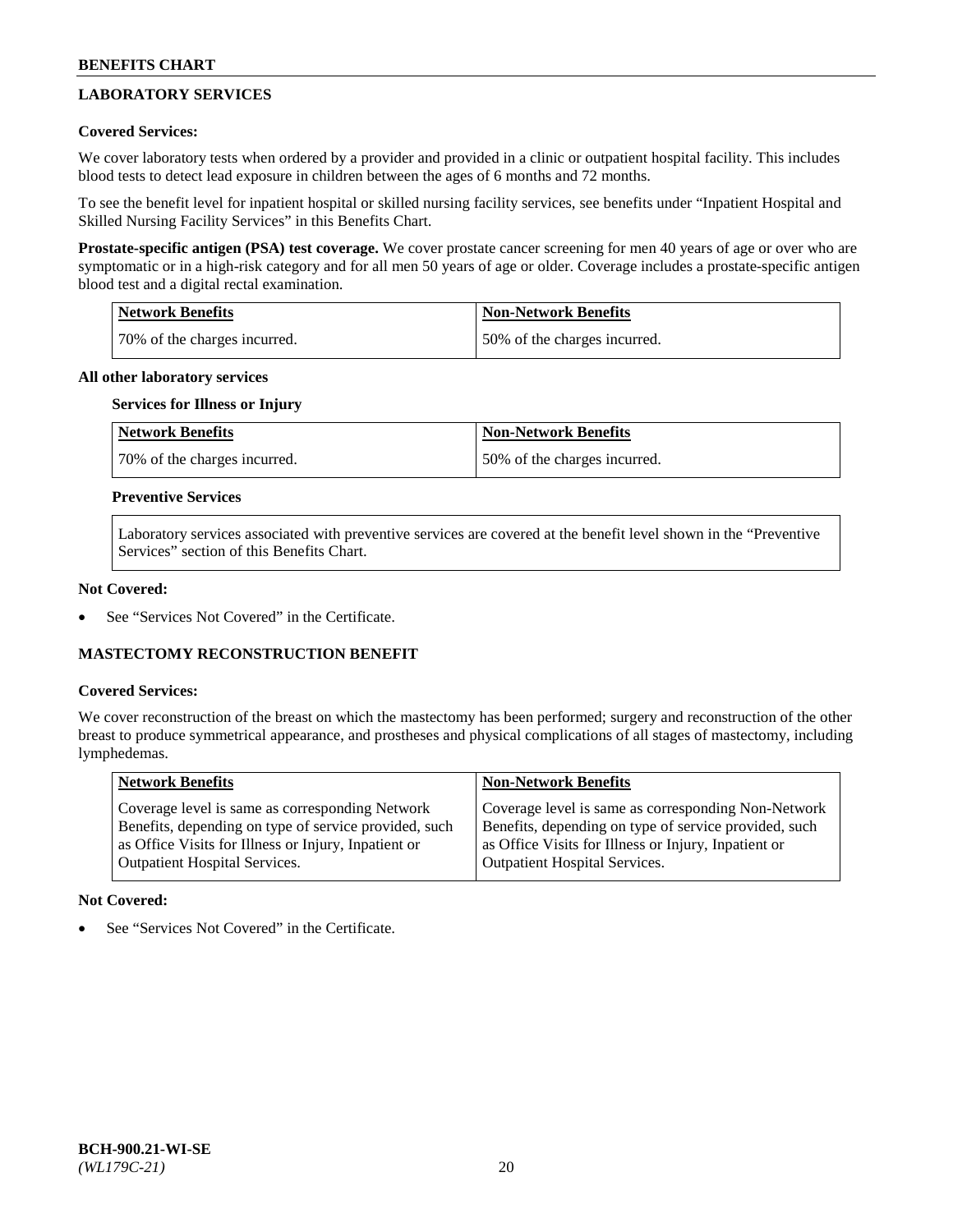## LABORATORY SERVICES

**Covered Services:**

We cover laboratory tests when ordered by a provider and provided in a clinic or outpatient hospital facility. This includes blood tests to detect lead exposure in children between the ages of 6 months and 72 months.

To see the benefit level for inpatient hospital or skilled nursing facility services, see benefits under "Inpatient Hospital and Skilled Nursing Facility Services" in this Benefits Chart.

**Prostate-specific antigen (PSA) test coverage.** We cover prostate cancer screening for men 40 years of age or over who are symptomatic or in a high-risk category and for all men 50 years of age or older. Coverage includes a prostate-specific antigen blood test and a digital rectal examination.

| Network Benefits | Non-Network Benefits |
|---|---|
| 70% of the charges incurred. | 50% of the charges incurred. |

**All other laboratory services**

**Services for Illness or Injury**

| Network Benefits | Non-Network Benefits |
|---|---|
| 70% of the charges incurred. | 50% of the charges incurred. |

**Preventive Services**

Laboratory services associated with preventive services are covered at the benefit level shown in the "Preventive Services" section of this Benefits Chart.

**Not Covered:**

- See "Services Not Covered" in the Certificate.

## MASTECTOMY RECONSTRUCTION BENEFIT

**Covered Services:**

We cover reconstruction of the breast on which the mastectomy has been performed; surgery and reconstruction of the other breast to produce symmetrical appearance, and prostheses and physical complications of all stages of mastectomy, including lymphedemas.

| Network Benefits | Non-Network Benefits |
|---|---|
| Coverage level is same as corresponding Network Benefits, depending on type of service provided, such as Office Visits for Illness or Injury, Inpatient or Outpatient Hospital Services. | Coverage level is same as corresponding Non-Network Benefits, depending on type of service provided, such as Office Visits for Illness or Injury, Inpatient or Outpatient Hospital Services. |

**Not Covered:**

- See "Services Not Covered" in the Certificate.

BCH-900.21-WI-SE
*(WL179C-21)*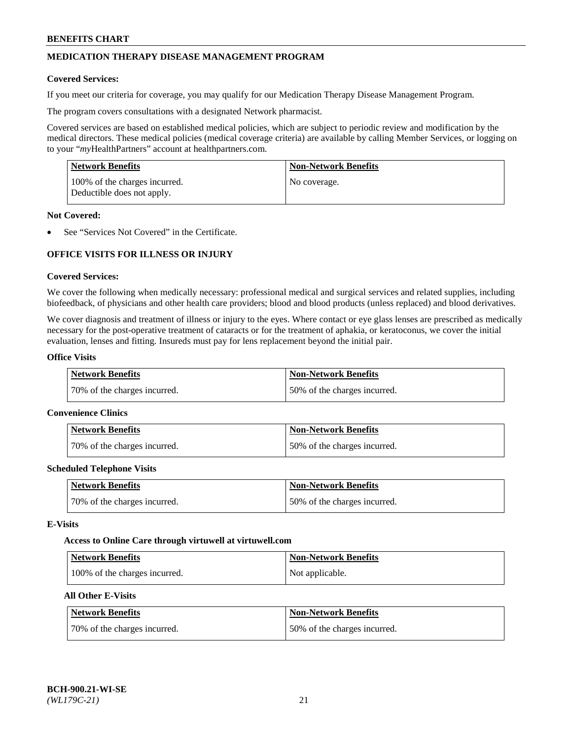## MEDICATION THERAPY DISEASE MANAGEMENT PROGRAM

**Covered Services:**

If you meet our criteria for coverage, you may qualify for our Medication Therapy Disease Management Program.

The program covers consultations with a designated Network pharmacist.

Covered services are based on established medical policies, which are subject to periodic review and modification by the medical directors. These medical policies (medical coverage criteria) are available by calling Member Services, or logging on to your "*my*HealthPartners" account at healthpartners.com.

| Network Benefits | Non-Network Benefits |
|---|---|
| 100% of the charges incurred. Deductible does not apply. | No coverage. |

**Not Covered:**

- See "Services Not Covered" in the Certificate.

## OFFICE VISITS FOR ILLNESS OR INJURY

**Covered Services:**

We cover the following when medically necessary: professional medical and surgical services and related supplies, including biofeedback, of physicians and other health care providers; blood and blood products (unless replaced) and blood derivatives.

We cover diagnosis and treatment of illness or injury to the eyes. Where contact or eye glass lenses are prescribed as medically necessary for the post-operative treatment of cataracts or for the treatment of aphakia, or keratoconus, we cover the initial evaluation, lenses and fitting. Insureds must pay for lens replacement beyond the initial pair.

**Office Visits**

| Network Benefits | Non-Network Benefits |
|---|---|
| 70% of the charges incurred. | 50% of the charges incurred. |

**Convenience Clinics**

| Network Benefits | Non-Network Benefits |
|---|---|
| 70% of the charges incurred. | 50% of the charges incurred. |

**Scheduled Telephone Visits**

| Network Benefits | Non-Network Benefits |
|---|---|
| 70% of the charges incurred. | 50% of the charges incurred. |

**E-Visits**

**Access to Online Care through virtuwell at virtuwell.com**

| Network Benefits | Non-Network Benefits |
|---|---|
| 100% of the charges incurred. | Not applicable. |

**All Other E-Visits**

| Network Benefits | Non-Network Benefits |
|---|---|
| 70% of the charges incurred. | 50% of the charges incurred. |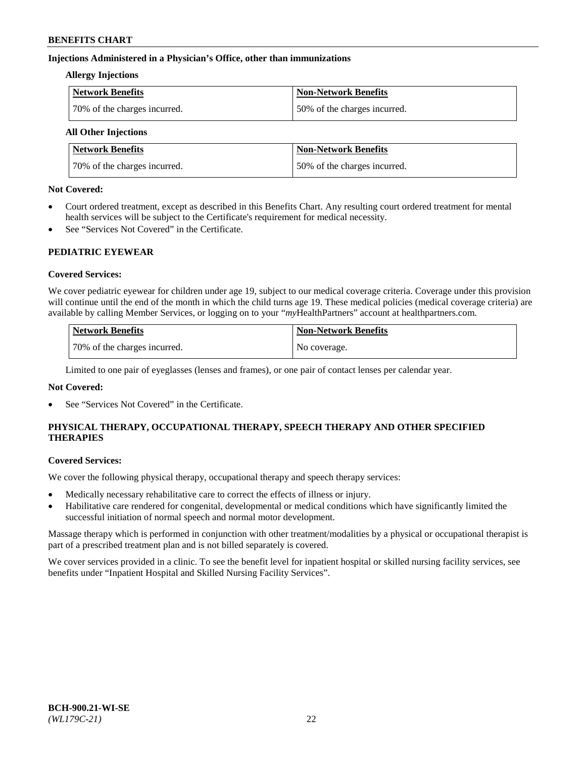#### Injections Administered in a Physician's Office, other than immunizations

**Allergy Injections**

| Network Benefits | Non-Network Benefits |
|---|---|
| 70% of the charges incurred. | 50% of the charges incurred. |

**All Other Injections**

| Network Benefits | Non-Network Benefits |
|---|---|
| 70% of the charges incurred. | 50% of the charges incurred. |

**Not Covered:**

- Court ordered treatment, except as described in this Benefits Chart. Any resulting court ordered treatment for mental health services will be subject to the Certificate's requirement for medical necessity.
- See "Services Not Covered" in the Certificate.

## PEDIATRIC EYEWEAR

**Covered Services:**

We cover pediatric eyewear for children under age 19, subject to our medical coverage criteria. Coverage under this provision will continue until the end of the month in which the child turns age 19. These medical policies (medical coverage criteria) are available by calling Member Services, or logging on to your "*my*HealthPartners" account at healthpartners.com.

| Network Benefits | Non-Network Benefits |
|---|---|
| 70% of the charges incurred. | No coverage. |

Limited to one pair of eyeglasses (lenses and frames), or one pair of contact lenses per calendar year.

**Not Covered:**

- See "Services Not Covered" in the Certificate.

## PHYSICAL THERAPY, OCCUPATIONAL THERAPY, SPEECH THERAPY AND OTHER SPECIFIED THERAPIES

**Covered Services:**

We cover the following physical therapy, occupational therapy and speech therapy services:

- Medically necessary rehabilitative care to correct the effects of illness or injury.
- Habilitative care rendered for congenital, developmental or medical conditions which have significantly limited the successful initiation of normal speech and normal motor development.

Massage therapy which is performed in conjunction with other treatment/modalities by a physical or occupational therapist is part of a prescribed treatment plan and is not billed separately is covered.

We cover services provided in a clinic. To see the benefit level for inpatient hospital or skilled nursing facility services, see benefits under "Inpatient Hospital and Skilled Nursing Facility Services".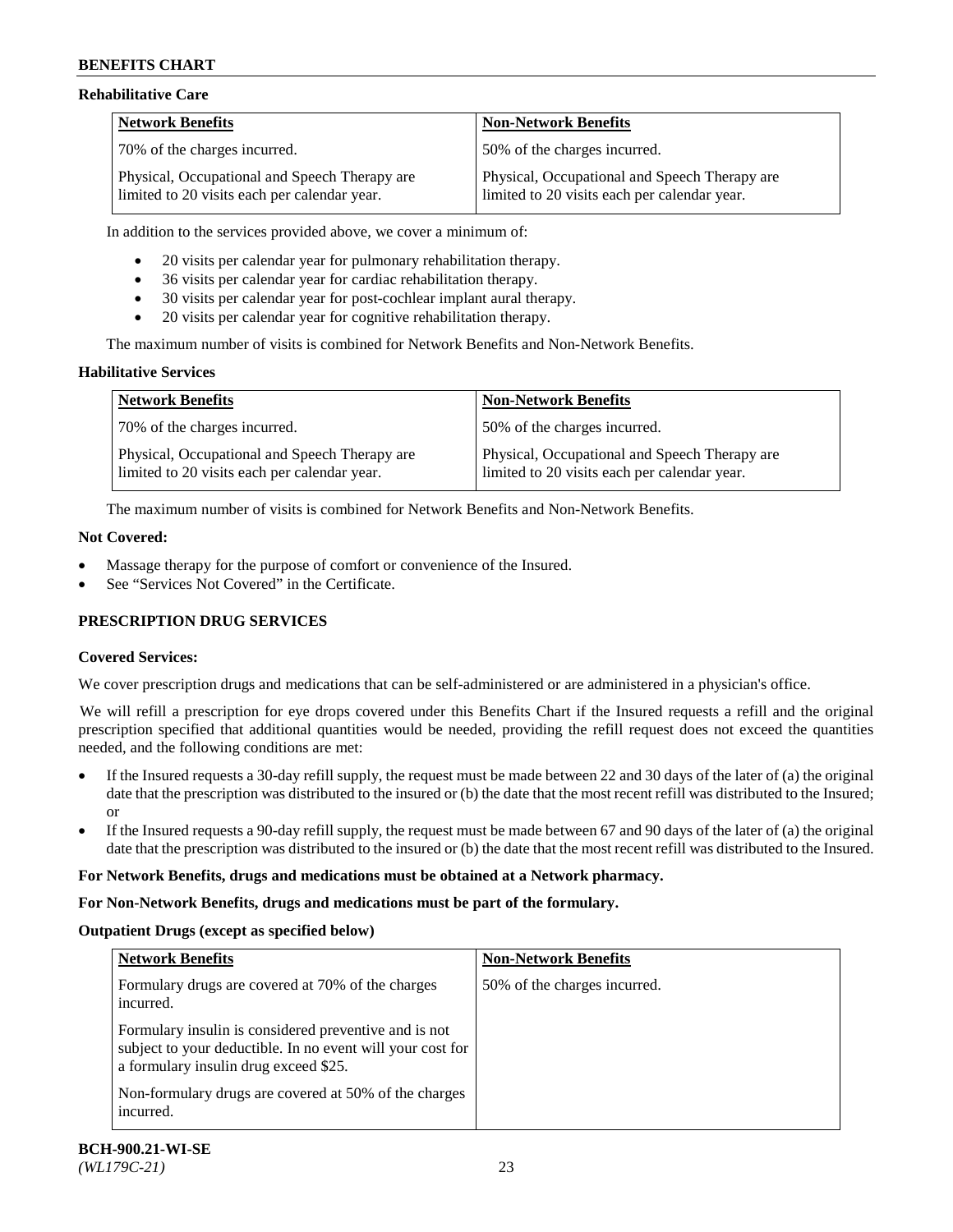### Rehabilitative Care

| Network Benefits | Non-Network Benefits |
|---|---|
| 70% of the charges incurred. | 50% of the charges incurred. |
| Physical, Occupational and Speech Therapy are limited to 20 visits each per calendar year. | Physical, Occupational and Speech Therapy are limited to 20 visits each per calendar year. |

In addition to the services provided above, we cover a minimum of:

- 20 visits per calendar year for pulmonary rehabilitation therapy.
- 36 visits per calendar year for cardiac rehabilitation therapy.
- 30 visits per calendar year for post-cochlear implant aural therapy.
- 20 visits per calendar year for cognitive rehabilitation therapy.

The maximum number of visits is combined for Network Benefits and Non-Network Benefits.

### Habilitative Services

| Network Benefits | Non-Network Benefits |
|---|---|
| 70% of the charges incurred. | 50% of the charges incurred. |
| Physical, Occupational and Speech Therapy are limited to 20 visits each per calendar year. | Physical, Occupational and Speech Therapy are limited to 20 visits each per calendar year. |

The maximum number of visits is combined for Network Benefits and Non-Network Benefits.

**Not Covered:**

- Massage therapy for the purpose of comfort or convenience of the Insured.
- See "Services Not Covered" in the Certificate.

## PRESCRIPTION DRUG SERVICES

**Covered Services:**

We cover prescription drugs and medications that can be self-administered or are administered in a physician's office.

We will refill a prescription for eye drops covered under this Benefits Chart if the Insured requests a refill and the original prescription specified that additional quantities would be needed, providing the refill request does not exceed the quantities needed, and the following conditions are met:

- If the Insured requests a 30-day refill supply, the request must be made between 22 and 30 days of the later of (a) the original date that the prescription was distributed to the insured or (b) the date that the most recent refill was distributed to the Insured; or
- If the Insured requests a 90-day refill supply, the request must be made between 67 and 90 days of the later of (a) the original date that the prescription was distributed to the insured or (b) the date that the most recent refill was distributed to the Insured.

**For Network Benefits, drugs and medications must be obtained at a Network pharmacy.**

**For Non-Network Benefits, drugs and medications must be part of the formulary.**

**Outpatient Drugs (except as specified below)**

| Network Benefits | Non-Network Benefits |
|---|---|
| Formulary drugs are covered at 70% of the charges incurred.<br><br>Formulary insulin is considered preventive and is not subject to your deductible. In no event will your cost for a formulary insulin drug exceed $25.<br><br>Non-formulary drugs are covered at 50% of the charges incurred. | 50% of the charges incurred. |

BCH-900.21-WI-SE
*(WL179C-21)*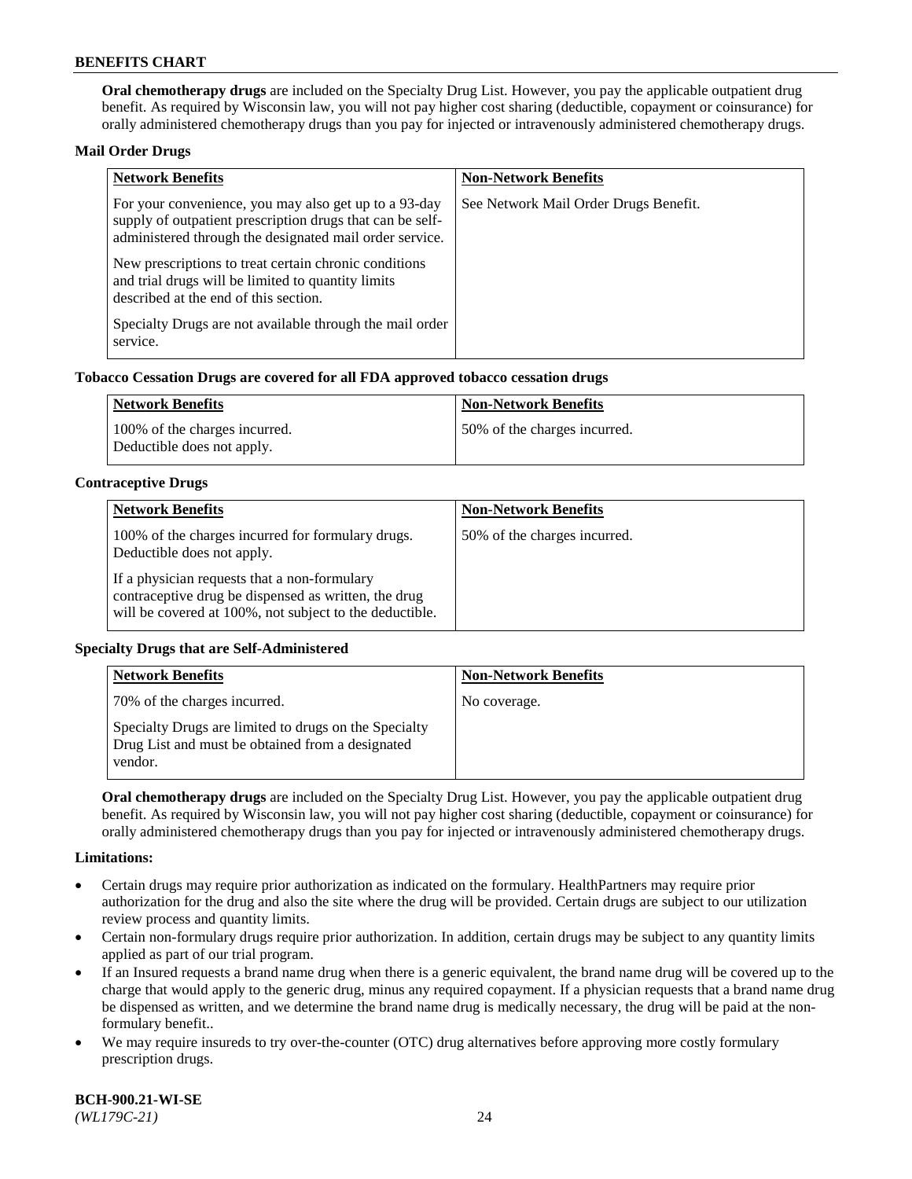**Oral chemotherapy drugs** are included on the Specialty Drug List. However, you pay the applicable outpatient drug benefit. As required by Wisconsin law, you will not pay higher cost sharing (deductible, copayment or coinsurance) for orally administered chemotherapy drugs than you pay for injected or intravenously administered chemotherapy drugs.

**Mail Order Drugs**

| Network Benefits | Non-Network Benefits |
|---|---|
| For your convenience, you may also get up to a 93-day supply of outpatient prescription drugs that can be self-administered through the designated mail order service.<br><br>New prescriptions to treat certain chronic conditions and trial drugs will be limited to quantity limits described at the end of this section.<br><br>Specialty Drugs are not available through the mail order service. | See Network Mail Order Drugs Benefit. |

**Tobacco Cessation Drugs are covered for all FDA approved tobacco cessation drugs**

| Network Benefits | Non-Network Benefits |
|---|---|
| 100% of the charges incurred.<br>Deductible does not apply. | 50% of the charges incurred. |

**Contraceptive Drugs**

| Network Benefits | Non-Network Benefits |
|---|---|
| 100% of the charges incurred for formulary drugs. Deductible does not apply.<br><br>If a physician requests that a non-formulary contraceptive drug be dispensed as written, the drug will be covered at 100%, not subject to the deductible. | 50% of the charges incurred. |

**Specialty Drugs that are Self-Administered**

| Network Benefits | Non-Network Benefits |
|---|---|
| 70% of the charges incurred.<br><br>Specialty Drugs are limited to drugs on the Specialty Drug List and must be obtained from a designated vendor. | No coverage. |

**Oral chemotherapy drugs** are included on the Specialty Drug List. However, you pay the applicable outpatient drug benefit. As required by Wisconsin law, you will not pay higher cost sharing (deductible, copayment or coinsurance) for orally administered chemotherapy drugs than you pay for injected or intravenously administered chemotherapy drugs.

**Limitations:**

- Certain drugs may require prior authorization as indicated on the formulary. HealthPartners may require prior authorization for the drug and also the site where the drug will be provided. Certain drugs are subject to our utilization review process and quantity limits.
- Certain non-formulary drugs require prior authorization. In addition, certain drugs may be subject to any quantity limits applied as part of our trial program.
- If an Insured requests a brand name drug when there is a generic equivalent, the brand name drug will be covered up to the charge that would apply to the generic drug, minus any required copayment. If a physician requests that a brand name drug be dispensed as written, and we determine the brand name drug is medically necessary, the drug will be paid at the non-formulary benefit..
- We may require insureds to try over-the-counter (OTC) drug alternatives before approving more costly formulary prescription drugs.

**BCH-900.21-WI-SE**
*(WL179C-21)*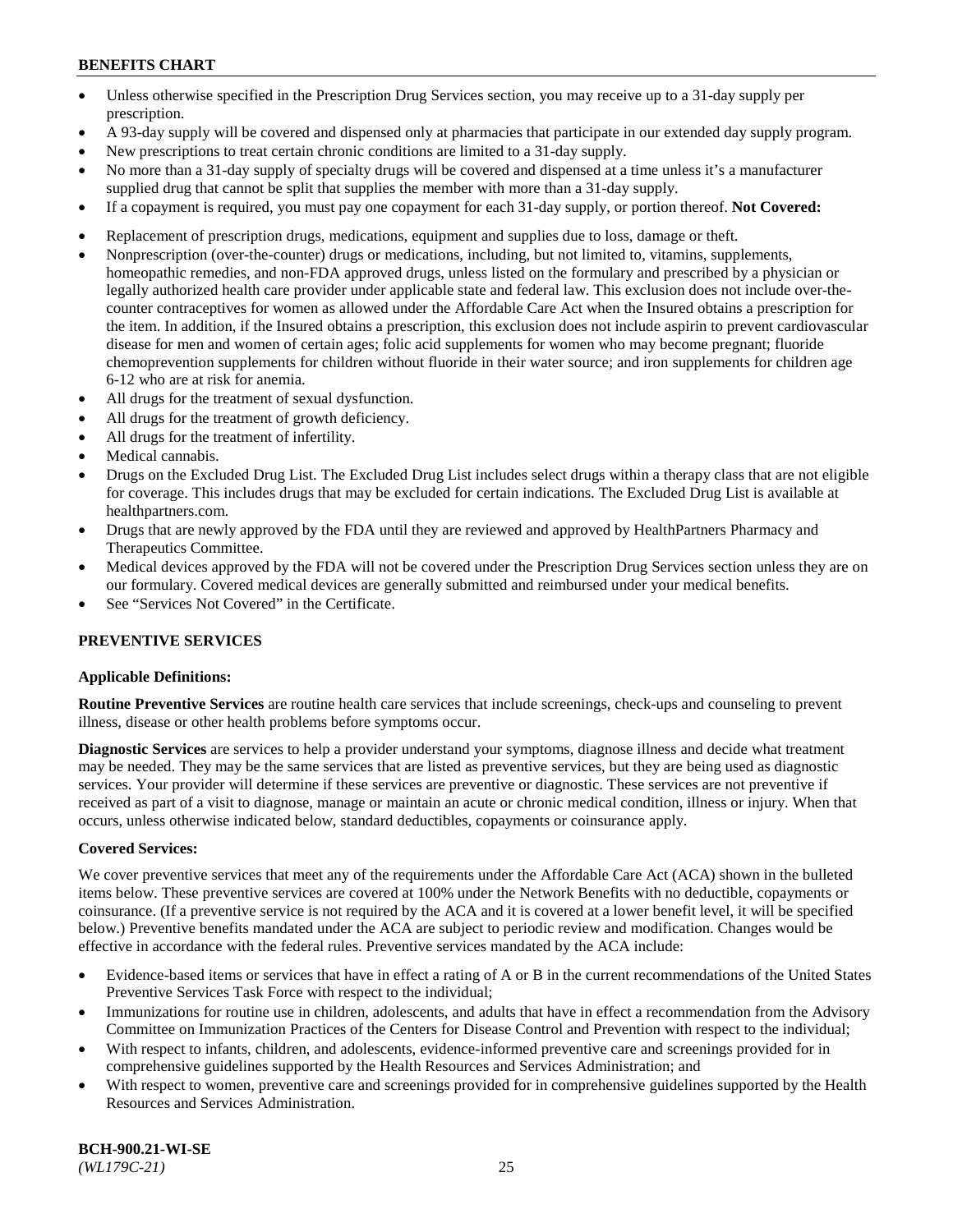- Unless otherwise specified in the Prescription Drug Services section, you may receive up to a 31-day supply per prescription.
- A 93-day supply will be covered and dispensed only at pharmacies that participate in our extended day supply program.
- New prescriptions to treat certain chronic conditions are limited to a 31-day supply.
- No more than a 31-day supply of specialty drugs will be covered and dispensed at a time unless it's a manufacturer supplied drug that cannot be split that supplies the member with more than a 31-day supply.
- If a copayment is required, you must pay one copayment for each 31-day supply, or portion thereof. **Not Covered:**
- Replacement of prescription drugs, medications, equipment and supplies due to loss, damage or theft.
- Nonprescription (over-the-counter) drugs or medications, including, but not limited to, vitamins, supplements, homeopathic remedies, and non-FDA approved drugs, unless listed on the formulary and prescribed by a physician or legally authorized health care provider under applicable state and federal law. This exclusion does not include over-the-counter contraceptives for women as allowed under the Affordable Care Act when the Insured obtains a prescription for the item. In addition, if the Insured obtains a prescription, this exclusion does not include aspirin to prevent cardiovascular disease for men and women of certain ages; folic acid supplements for women who may become pregnant; fluoride chemoprevention supplements for children without fluoride in their water source; and iron supplements for children age 6-12 who are at risk for anemia.
- All drugs for the treatment of sexual dysfunction.
- All drugs for the treatment of growth deficiency.
- All drugs for the treatment of infertility.
- Medical cannabis.
- Drugs on the Excluded Drug List. The Excluded Drug List includes select drugs within a therapy class that are not eligible for coverage. This includes drugs that may be excluded for certain indications. The Excluded Drug List is available at healthpartners.com.
- Drugs that are newly approved by the FDA until they are reviewed and approved by HealthPartners Pharmacy and Therapeutics Committee.
- Medical devices approved by the FDA will not be covered under the Prescription Drug Services section unless they are on our formulary. Covered medical devices are generally submitted and reimbursed under your medical benefits.
- See "Services Not Covered" in the Certificate.

## PREVENTIVE SERVICES

**Applicable Definitions:**

**Routine Preventive Services** are routine health care services that include screenings, check-ups and counseling to prevent illness, disease or other health problems before symptoms occur.

**Diagnostic Services** are services to help a provider understand your symptoms, diagnose illness and decide what treatment may be needed. They may be the same services that are listed as preventive services, but they are being used as diagnostic services. Your provider will determine if these services are preventive or diagnostic. These services are not preventive if received as part of a visit to diagnose, manage or maintain an acute or chronic medical condition, illness or injury. When that occurs, unless otherwise indicated below, standard deductibles, copayments or coinsurance apply.

**Covered Services:**

We cover preventive services that meet any of the requirements under the Affordable Care Act (ACA) shown in the bulleted items below. These preventive services are covered at 100% under the Network Benefits with no deductible, copayments or coinsurance. (If a preventive service is not required by the ACA and it is covered at a lower benefit level, it will be specified below.) Preventive benefits mandated under the ACA are subject to periodic review and modification. Changes would be effective in accordance with the federal rules. Preventive services mandated by the ACA include:

- Evidence-based items or services that have in effect a rating of A or B in the current recommendations of the United States Preventive Services Task Force with respect to the individual;
- Immunizations for routine use in children, adolescents, and adults that have in effect a recommendation from the Advisory Committee on Immunization Practices of the Centers for Disease Control and Prevention with respect to the individual;
- With respect to infants, children, and adolescents, evidence-informed preventive care and screenings provided for in comprehensive guidelines supported by the Health Resources and Services Administration; and
- With respect to women, preventive care and screenings provided for in comprehensive guidelines supported by the Health Resources and Services Administration.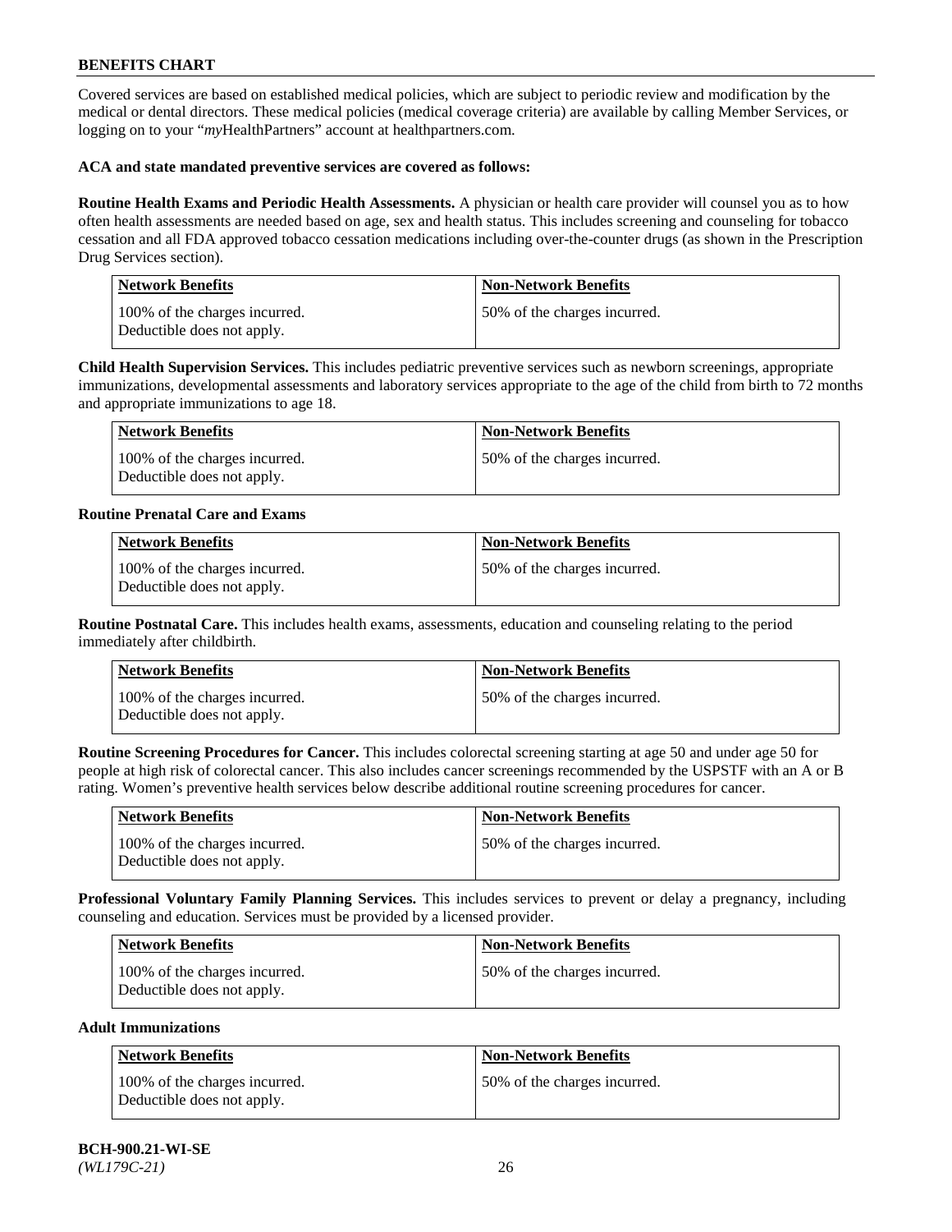Covered services are based on established medical policies, which are subject to periodic review and modification by the medical or dental directors. These medical policies (medical coverage criteria) are available by calling Member Services, or logging on to your "*my*HealthPartners" account at healthpartners.com.

**ACA and state mandated preventive services are covered as follows:**

**Routine Health Exams and Periodic Health Assessments.** A physician or health care provider will counsel you as to how often health assessments are needed based on age, sex and health status. This includes screening and counseling for tobacco cessation and all FDA approved tobacco cessation medications including over-the-counter drugs (as shown in the Prescription Drug Services section).

| Network Benefits | Non-Network Benefits |
|---|---|
| 100% of the charges incurred. Deductible does not apply. | 50% of the charges incurred. |

**Child Health Supervision Services.** This includes pediatric preventive services such as newborn screenings, appropriate immunizations, developmental assessments and laboratory services appropriate to the age of the child from birth to 72 months and appropriate immunizations to age 18.

| Network Benefits | Non-Network Benefits |
|---|---|
| 100% of the charges incurred. Deductible does not apply. | 50% of the charges incurred. |

**Routine Prenatal Care and Exams**

| Network Benefits | Non-Network Benefits |
|---|---|
| 100% of the charges incurred. Deductible does not apply. | 50% of the charges incurred. |

**Routine Postnatal Care.** This includes health exams, assessments, education and counseling relating to the period immediately after childbirth.

| Network Benefits | Non-Network Benefits |
|---|---|
| 100% of the charges incurred. Deductible does not apply. | 50% of the charges incurred. |

**Routine Screening Procedures for Cancer.** This includes colorectal screening starting at age 50 and under age 50 for people at high risk of colorectal cancer. This also includes cancer screenings recommended by the USPSTF with an A or B rating. Women's preventive health services below describe additional routine screening procedures for cancer.

| Network Benefits | Non-Network Benefits |
|---|---|
| 100% of the charges incurred. Deductible does not apply. | 50% of the charges incurred. |

**Professional Voluntary Family Planning Services.** This includes services to prevent or delay a pregnancy, including counseling and education. Services must be provided by a licensed provider.

| Network Benefits | Non-Network Benefits |
|---|---|
| 100% of the charges incurred. Deductible does not apply. | 50% of the charges incurred. |

**Adult Immunizations**

| Network Benefits | Non-Network Benefits |
|---|---|
| 100% of the charges incurred. Deductible does not apply. | 50% of the charges incurred. |

**BCH-900.21-WI-SE**
*(WL179C-21)*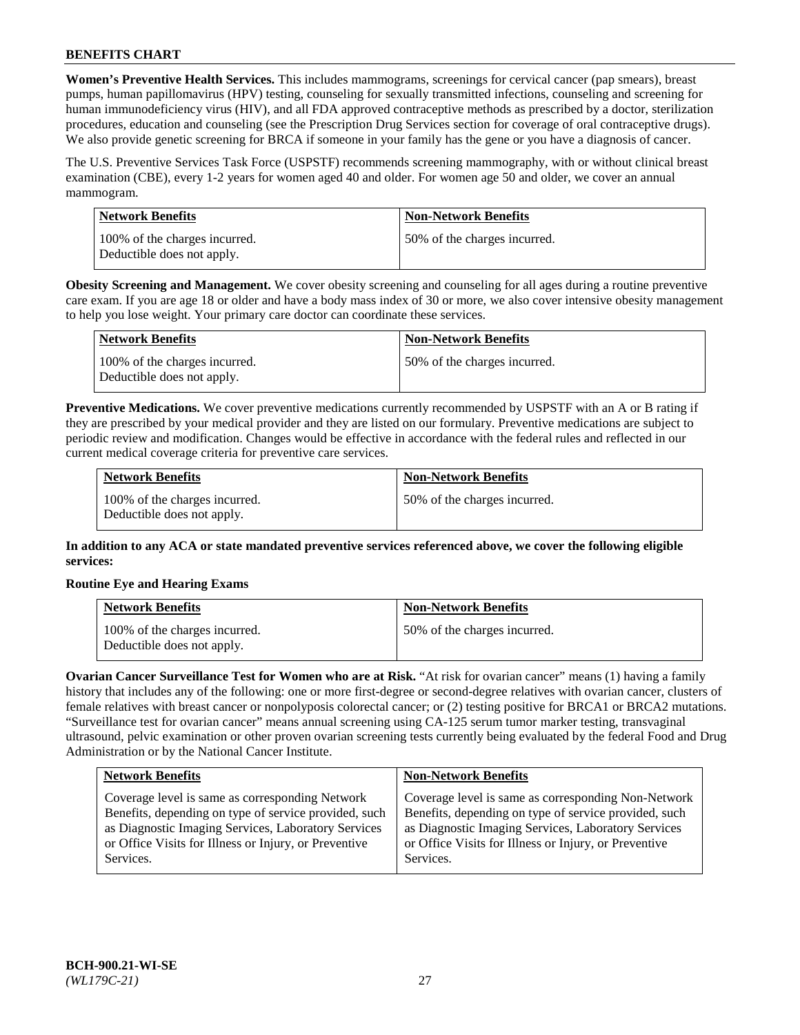**Women's Preventive Health Services.** This includes mammograms, screenings for cervical cancer (pap smears), breast pumps, human papillomavirus (HPV) testing, counseling for sexually transmitted infections, counseling and screening for human immunodeficiency virus (HIV), and all FDA approved contraceptive methods as prescribed by a doctor, sterilization procedures, education and counseling (see the Prescription Drug Services section for coverage of oral contraceptive drugs). We also provide genetic screening for BRCA if someone in your family has the gene or you have a diagnosis of cancer.

The U.S. Preventive Services Task Force (USPSTF) recommends screening mammography, with or without clinical breast examination (CBE), every 1-2 years for women aged 40 and older. For women age 50 and older, we cover an annual mammogram.

| Network Benefits | Non-Network Benefits |
| --- | --- |
| 100% of the charges incurred. Deductible does not apply. | 50% of the charges incurred. |

**Obesity Screening and Management.** We cover obesity screening and counseling for all ages during a routine preventive care exam. If you are age 18 or older and have a body mass index of 30 or more, we also cover intensive obesity management to help you lose weight. Your primary care doctor can coordinate these services.

| Network Benefits | Non-Network Benefits |
| --- | --- |
| 100% of the charges incurred. Deductible does not apply. | 50% of the charges incurred. |

**Preventive Medications.** We cover preventive medications currently recommended by USPSTF with an A or B rating if they are prescribed by your medical provider and they are listed on our formulary. Preventive medications are subject to periodic review and modification. Changes would be effective in accordance with the federal rules and reflected in our current medical coverage criteria for preventive care services.

| Network Benefits | Non-Network Benefits |
| --- | --- |
| 100% of the charges incurred. Deductible does not apply. | 50% of the charges incurred. |

**In addition to any ACA or state mandated preventive services referenced above, we cover the following eligible services:**

**Routine Eye and Hearing Exams**

| Network Benefits | Non-Network Benefits |
| --- | --- |
| 100% of the charges incurred. Deductible does not apply. | 50% of the charges incurred. |

**Ovarian Cancer Surveillance Test for Women who are at Risk.** "At risk for ovarian cancer" means (1) having a family history that includes any of the following: one or more first-degree or second-degree relatives with ovarian cancer, clusters of female relatives with breast cancer or nonpolyposis colorectal cancer; or (2) testing positive for BRCA1 or BRCA2 mutations. "Surveillance test for ovarian cancer" means annual screening using CA-125 serum tumor marker testing, transvaginal ultrasound, pelvic examination or other proven ovarian screening tests currently being evaluated by the federal Food and Drug Administration or by the National Cancer Institute.

| Network Benefits | Non-Network Benefits |
| --- | --- |
| Coverage level is same as corresponding Network Benefits, depending on type of service provided, such as Diagnostic Imaging Services, Laboratory Services or Office Visits for Illness or Injury, or Preventive Services. | Coverage level is same as corresponding Non-Network Benefits, depending on type of service provided, such as Diagnostic Imaging Services, Laboratory Services or Office Visits for Illness or Injury, or Preventive Services. |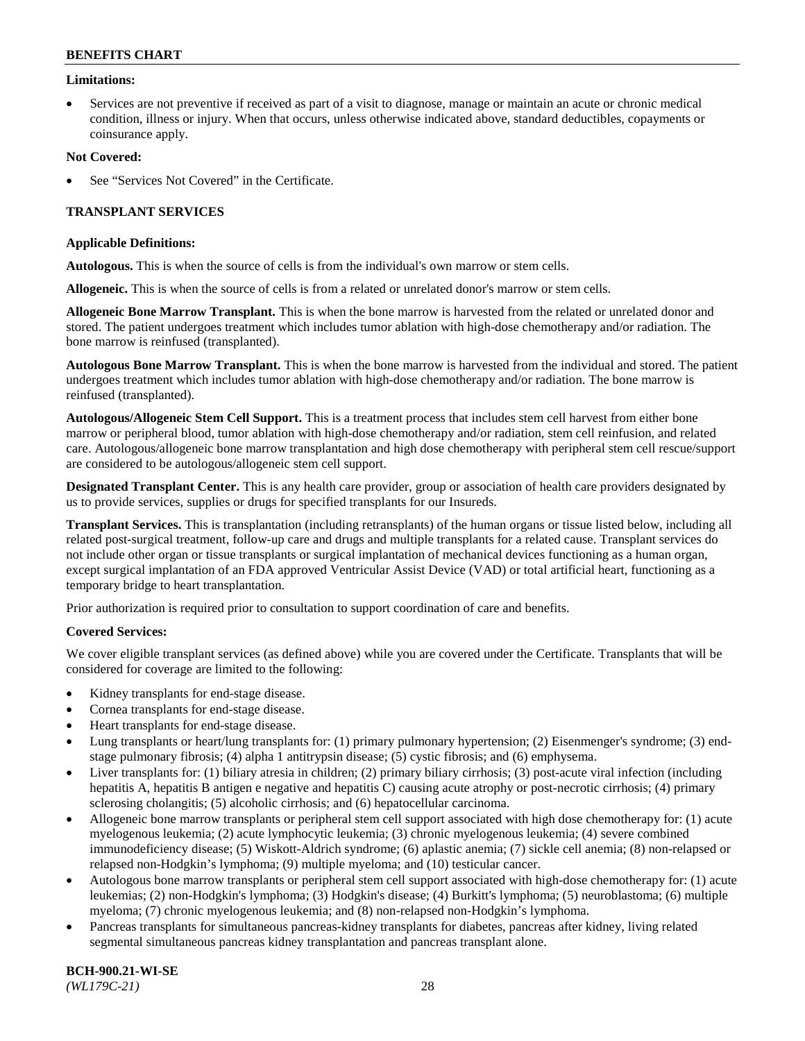**Limitations:**

- Services are not preventive if received as part of a visit to diagnose, manage or maintain an acute or chronic medical condition, illness or injury. When that occurs, unless otherwise indicated above, standard deductibles, copayments or coinsurance apply.

**Not Covered:**

- See "Services Not Covered" in the Certificate.

**TRANSPLANT SERVICES**

**Applicable Definitions:**

**Autologous.** This is when the source of cells is from the individual's own marrow or stem cells.

**Allogeneic.** This is when the source of cells is from a related or unrelated donor's marrow or stem cells.

**Allogeneic Bone Marrow Transplant.** This is when the bone marrow is harvested from the related or unrelated donor and stored. The patient undergoes treatment which includes tumor ablation with high-dose chemotherapy and/or radiation. The bone marrow is reinfused (transplanted).

**Autologous Bone Marrow Transplant.** This is when the bone marrow is harvested from the individual and stored. The patient undergoes treatment which includes tumor ablation with high-dose chemotherapy and/or radiation. The bone marrow is reinfused (transplanted).

**Autologous/Allogeneic Stem Cell Support.** This is a treatment process that includes stem cell harvest from either bone marrow or peripheral blood, tumor ablation with high-dose chemotherapy and/or radiation, stem cell reinfusion, and related care. Autologous/allogeneic bone marrow transplantation and high dose chemotherapy with peripheral stem cell rescue/support are considered to be autologous/allogeneic stem cell support.

**Designated Transplant Center.** This is any health care provider, group or association of health care providers designated by us to provide services, supplies or drugs for specified transplants for our Insureds.

**Transplant Services.** This is transplantation (including retransplants) of the human organs or tissue listed below, including all related post-surgical treatment, follow-up care and drugs and multiple transplants for a related cause. Transplant services do not include other organ or tissue transplants or surgical implantation of mechanical devices functioning as a human organ, except surgical implantation of an FDA approved Ventricular Assist Device (VAD) or total artificial heart, functioning as a temporary bridge to heart transplantation.

Prior authorization is required prior to consultation to support coordination of care and benefits.

**Covered Services:**

We cover eligible transplant services (as defined above) while you are covered under the Certificate. Transplants that will be considered for coverage are limited to the following:

- Kidney transplants for end-stage disease.
- Cornea transplants for end-stage disease.
- Heart transplants for end-stage disease.
- Lung transplants or heart/lung transplants for: (1) primary pulmonary hypertension; (2) Eisenmenger's syndrome; (3) end-stage pulmonary fibrosis; (4) alpha 1 antitrypsin disease; (5) cystic fibrosis; and (6) emphysema.
- Liver transplants for: (1) biliary atresia in children; (2) primary biliary cirrhosis; (3) post-acute viral infection (including hepatitis A, hepatitis B antigen e negative and hepatitis C) causing acute atrophy or post-necrotic cirrhosis; (4) primary sclerosing cholangitis; (5) alcoholic cirrhosis; and (6) hepatocellular carcinoma.
- Allogeneic bone marrow transplants or peripheral stem cell support associated with high dose chemotherapy for: (1) acute myelogenous leukemia; (2) acute lymphocytic leukemia; (3) chronic myelogenous leukemia; (4) severe combined immunodeficiency disease; (5) Wiskott-Aldrich syndrome; (6) aplastic anemia; (7) sickle cell anemia; (8) non-relapsed or relapsed non-Hodgkin's lymphoma; (9) multiple myeloma; and (10) testicular cancer.
- Autologous bone marrow transplants or peripheral stem cell support associated with high-dose chemotherapy for: (1) acute leukemias; (2) non-Hodgkin's lymphoma; (3) Hodgkin's disease; (4) Burkitt's lymphoma; (5) neuroblastoma; (6) multiple myeloma; (7) chronic myelogenous leukemia; and (8) non-relapsed non-Hodgkin's lymphoma.
- Pancreas transplants for simultaneous pancreas-kidney transplants for diabetes, pancreas after kidney, living related segmental simultaneous pancreas kidney transplantation and pancreas transplant alone.

**BCH-900.21-WI-SE**
*(WL179C-21)*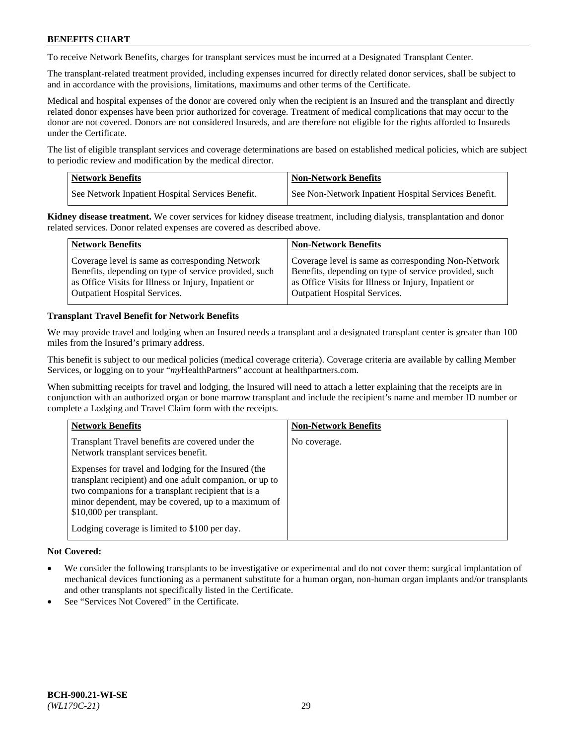To receive Network Benefits, charges for transplant services must be incurred at a Designated Transplant Center.

The transplant-related treatment provided, including expenses incurred for directly related donor services, shall be subject to and in accordance with the provisions, limitations, maximums and other terms of the Certificate.

Medical and hospital expenses of the donor are covered only when the recipient is an Insured and the transplant and directly related donor expenses have been prior authorized for coverage. Treatment of medical complications that may occur to the donor are not covered. Donors are not considered Insureds, and are therefore not eligible for the rights afforded to Insureds under the Certificate.

The list of eligible transplant services and coverage determinations are based on established medical policies, which are subject to periodic review and modification by the medical director.

| Network Benefits | Non-Network Benefits |
| --- | --- |
| See Network Inpatient Hospital Services Benefit. | See Non-Network Inpatient Hospital Services Benefit. |

**Kidney disease treatment.** We cover services for kidney disease treatment, including dialysis, transplantation and donor related services. Donor related expenses are covered as described above.

| Network Benefits | Non-Network Benefits |
| --- | --- |
| Coverage level is same as corresponding Network Benefits, depending on type of service provided, such as Office Visits for Illness or Injury, Inpatient or Outpatient Hospital Services. | Coverage level is same as corresponding Non-Network Benefits, depending on type of service provided, such as Office Visits for Illness or Injury, Inpatient or Outpatient Hospital Services. |

**Transplant Travel Benefit for Network Benefits**

We may provide travel and lodging when an Insured needs a transplant and a designated transplant center is greater than 100 miles from the Insured's primary address.

This benefit is subject to our medical policies (medical coverage criteria). Coverage criteria are available by calling Member Services, or logging on to your "*my*HealthPartners" account at healthpartners.com.

When submitting receipts for travel and lodging, the Insured will need to attach a letter explaining that the receipts are in conjunction with an authorized organ or bone marrow transplant and include the recipient's name and member ID number or complete a Lodging and Travel Claim form with the receipts.

| Network Benefits | Non-Network Benefits |
| --- | --- |
| Transplant Travel benefits are covered under the Network transplant services benefit.<br><br>Expenses for travel and lodging for the Insured (the transplant recipient) and one adult companion, or up to two companions for a transplant recipient that is a minor dependent, may be covered, up to a maximum of $10,000 per transplant.<br><br>Lodging coverage is limited to $100 per day. | No coverage. |

**Not Covered:**

- We consider the following transplants to be investigative or experimental and do not cover them: surgical implantation of mechanical devices functioning as a permanent substitute for a human organ, non-human organ implants and/or transplants and other transplants not specifically listed in the Certificate.
- See "Services Not Covered" in the Certificate.

BCH-900.21-WI-SE
*(WL179C-21)*